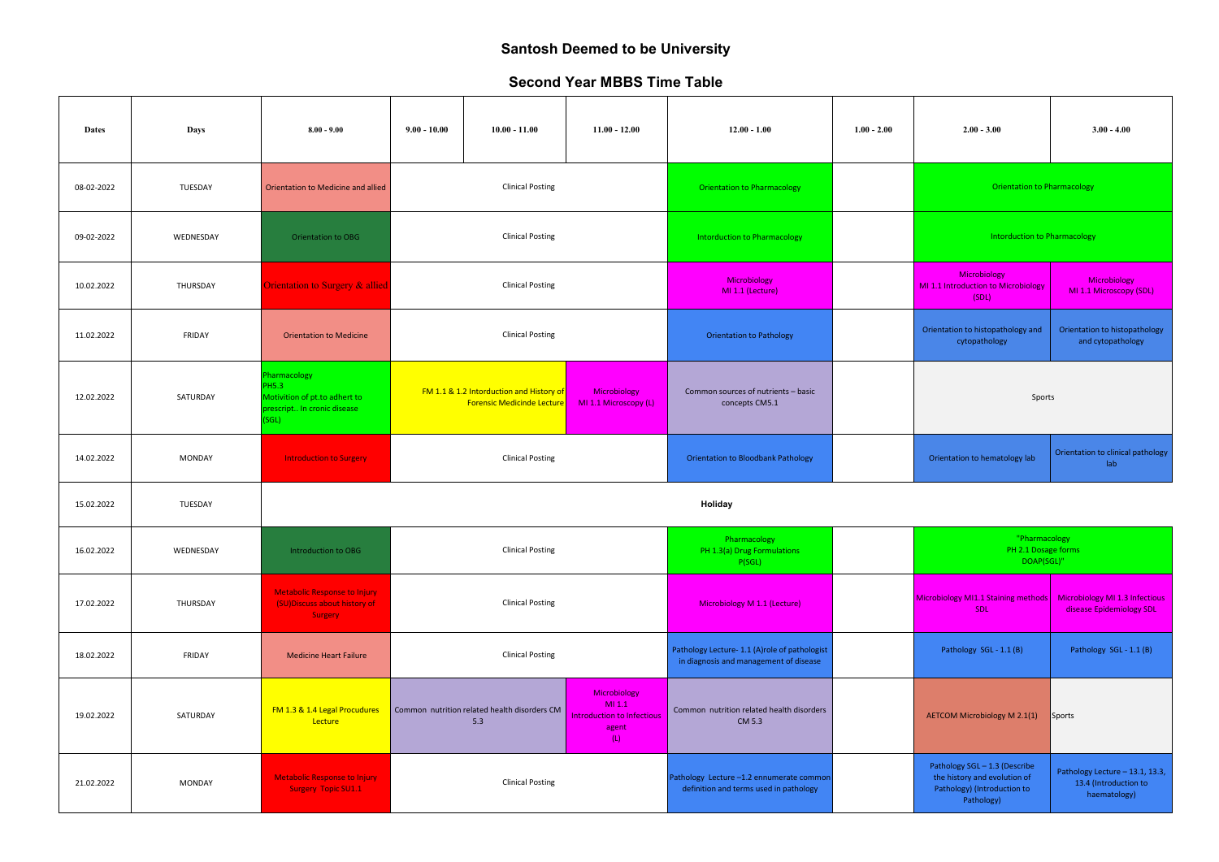# Santosh Deemed to be University

## Second Year MBBS Time Table

| Dates | Days | 8.00 - 9.00 | 9.00 - 10.00 | 10.00 - 11.00 | 11.00 - 12.00 | 12.00 - 1.00 | 1.00 - 2.00 | 2.00 - 3.00 | 3.00 - 4.00 |
|---|---|---|---|---|---|---|---|---|---|
| 08-02-2022 | TUESDAY | Orientation to Medicine and allied | Clinical Posting | | | Orientation to Pharmacology | | Orientation to Pharmacology | |
| 09-02-2022 | WEDNESDAY | Orientation to OBG | Clinical Posting | | | Intorduction to Pharmacology | | Intorduction to Pharmacology | |
| 10.02.2022 | THURSDAY | Orientation to Surgery & allied | Clinical Posting | | | Microbiology MI 1.1 (Lecture) | | Microbiology MI 1.1 Introduction to Microbiology (SDL) | Microbiology MI 1.1 Microscopy (SDL) |
| 11.02.2022 | FRIDAY | Orientation to Medicine | Clinical Posting | | | Orientation to Pathology | | Orientation to histopathology and cytopathology | Orientation to histopathology and cytopathology |
| 12.02.2022 | SATURDAY | Pharmacology PH5.3 Motivition of pt.to adhert to prescript.. In cronic disease (SGL) | FM 1.1 & 1.2 Intorduction and History of Forensic Medicinde Lecture | | Microbiology MI 1.1 Microscopy (L) | Common sources of nutrients – basic concepts CM5.1 | | Sports | |
| 14.02.2022 | MONDAY | Introduction to Surgery | Clinical Posting | | | Orientation to Bloodbank Pathology | | Orientation to hematology lab | Orientation to clinical pathology lab |
| 15.02.2022 | TUESDAY | Holiday | | | | | | | |
| 16.02.2022 | WEDNESDAY | Introduction to OBG | Clinical Posting | | | Pharmacology PH 1.3(a) Drug Formulations P(SGL) | | "Pharmacology PH 2.1 Dosage forms DOAP(SGL)" | |
| 17.02.2022 | THURSDAY | Metabolic Response to Injury (SU)Discuss about history of Surgery | Clinical Posting | | | Microbiology M 1.1 (Lecture) | | Microbiology MI1.1 Staining methods SDL | Microbiology MI 1.3 Infectious disease Epidemiology SDL |
| 18.02.2022 | FRIDAY | Medicine Heart Failure | Clinical Posting | | | Pathology Lecture- 1.1 (A)role of pathologist in diagnosis and management of disease | | Pathology SGL - 1.1 (B) | Pathology SGL - 1.1 (B) |
| 19.02.2022 | SATURDAY | FM 1.3 & 1.4 Legal Procudures Lecture | Common nutrition related health disorders CM 5.3 | | Microbiology MI 1.1 Introduction to Infectious agent (L) | Common nutrition related health disorders CM 5.3 | | AETCOM Microbiology M 2.1(1) | Sports |
| 21.02.2022 | MONDAY | Metabolic Response to Injury Surgery Topic SU1.1 | Clinical Posting | | | Pathology Lecture –1.2 ennumerate common definition and terms used in pathology | | Pathology SGL – 1.3 (Describe the history and evolution of Pathology) (Introduction to Pathology) | Pathology Lecture – 13.1, 13.3, 13.4 (Introduction to haematology) |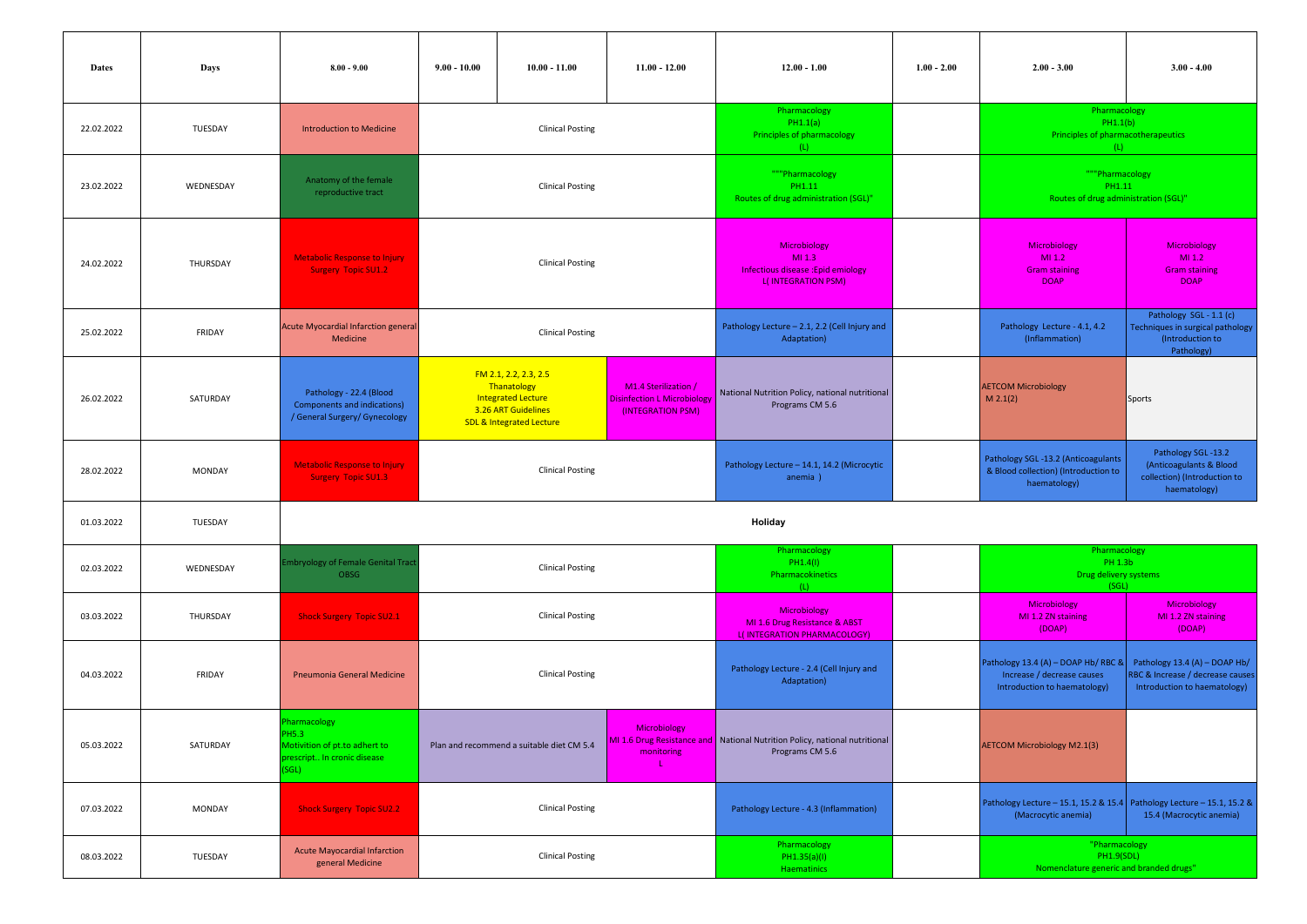| Dates | Days | 8.00 - 9.00 | 9.00 - 10.00 | 10.00 - 11.00 | 11.00 - 12.00 | 12.00 - 1.00 | 1.00 - 2.00 | 2.00 - 3.00 | 3.00 - 4.00 |
|---|---|---|---|---|---|---|---|---|---|
| 22.02.2022 | TUESDAY | Introduction to Medicine | Clinical Posting | | | Pharmacology PH1.1(a) Principles of pharmacology (L) | | Pharmacology PH1.1(b) Principles of pharmacotherapeutics (L) | |
| 23.02.2022 | WEDNESDAY | Anatomy of the female reproductive tract | Clinical Posting | | | """Pharmacology PH1.11 Routes of drug administration (SGL)" | | """Pharmacology PH1.11 Routes of drug administration (SGL)" | |
| 24.02.2022 | THURSDAY | Metabolic Response to Injury Surgery Topic SU1.2 | Clinical Posting | | | Microbiology MI 1.3 Infectious disease :Epid emiology L( INTEGRATION PSM) | | Microbiology MI 1.2 Gram staining DOAP | Microbiology MI 1.2 Gram staining DOAP |
| 25.02.2022 | FRIDAY | Acute Myocardial Infarction general Medicine | Clinical Posting | | | Pathology Lecture – 2.1, 2.2 (Cell Injury and Adaptation) | | Pathology Lecture - 4.1, 4.2 (Inflammation) | Pathology SGL - 1.1 (c) Techniques in surgical pathology (Introduction to Pathology) |
| 26.02.2022 | SATURDAY | Pathology - 22.4 (Blood Components and indications) / General Surgery/ Gynecology | FM 2.1, 2.2, 2.3, 2.5 Thanatology Integrated Lecture 3.26 ART Guidelines SDL & Integrated Lecture | | M1.4 Sterilization / Disinfection L Microbiology (INTEGRATION PSM) | National Nutrition Policy, national nutritional Programs CM 5.6 | | AETCOM Microbiology M 2.1(2) | Sports |
| 28.02.2022 | MONDAY | Metabolic Response to Injury Surgery Topic SU1.3 | Clinical Posting | | | Pathology Lecture – 14.1, 14.2 (Microcytic anemia ) | | Pathology SGL -13.2 (Anticoagulants & Blood collection) (Introduction to haematology) | Pathology SGL -13.2 (Anticoagulants & Blood collection) (Introduction to haematology) |
| 01.03.2022 | TUESDAY | Holiday | | | | | | | |
| 02.03.2022 | WEDNESDAY | Embryology of Female Genital Tract OBSG | Clinical Posting | | | Pharmacology PH1.4(I) Pharmacokinetics (L) | | Pharmacology PH 1.3b Drug delivery systems (SGL) | |
| 03.03.2022 | THURSDAY | Shock Surgery Topic SU2.1 | Clinical Posting | | | Microbiology MI 1.6 Drug Resistance & ABST L( INTEGRATION PHARMACOLOGY) | | Microbiology MI 1.2 ZN staining (DOAP) | Microbiology MI 1.2 ZN staining (DOAP) |
| 04.03.2022 | FRIDAY | Pneumonia General Medicine | Clinical Posting | | | Pathology Lecture - 2.4 (Cell Injury and Adaptation) | | Pathology 13.4 (A) – DOAP Hb/ RBC & Increase / decrease causes Introduction to haematology) | Pathology 13.4 (A) – DOAP Hb/ RBC & Increase / decrease causes Introduction to haematology) |
| 05.03.2022 | SATURDAY | Pharmacology PH5.3 Motivition of pt.to adhert to prescript.. In cronic disease (SGL) | Plan and recommend a suitable diet CM 5.4 | | Microbiology MI 1.6 Drug Resistance and monitoring L | National Nutrition Policy, national nutritional Programs CM 5.6 | | AETCOM Microbiology M2.1(3) | |
| 07.03.2022 | MONDAY | Shock Surgery Topic SU2.2 | Clinical Posting | | | Pathology Lecture - 4.3 (Inflammation) | | Pathology Lecture – 15.1, 15.2 & 15.4 (Macrocytic anemia) | Pathology Lecture – 15.1, 15.2 & 15.4 (Macrocytic anemia) |
| 08.03.2022 | TUESDAY | Acute Mayocardial Infarction general Medicine | Clinical Posting | | | Pharmacology PH1.35(a)(I) Haematinics | | "Pharmacology PH1.9(SDL) Nomenclature generic and branded drugs" | |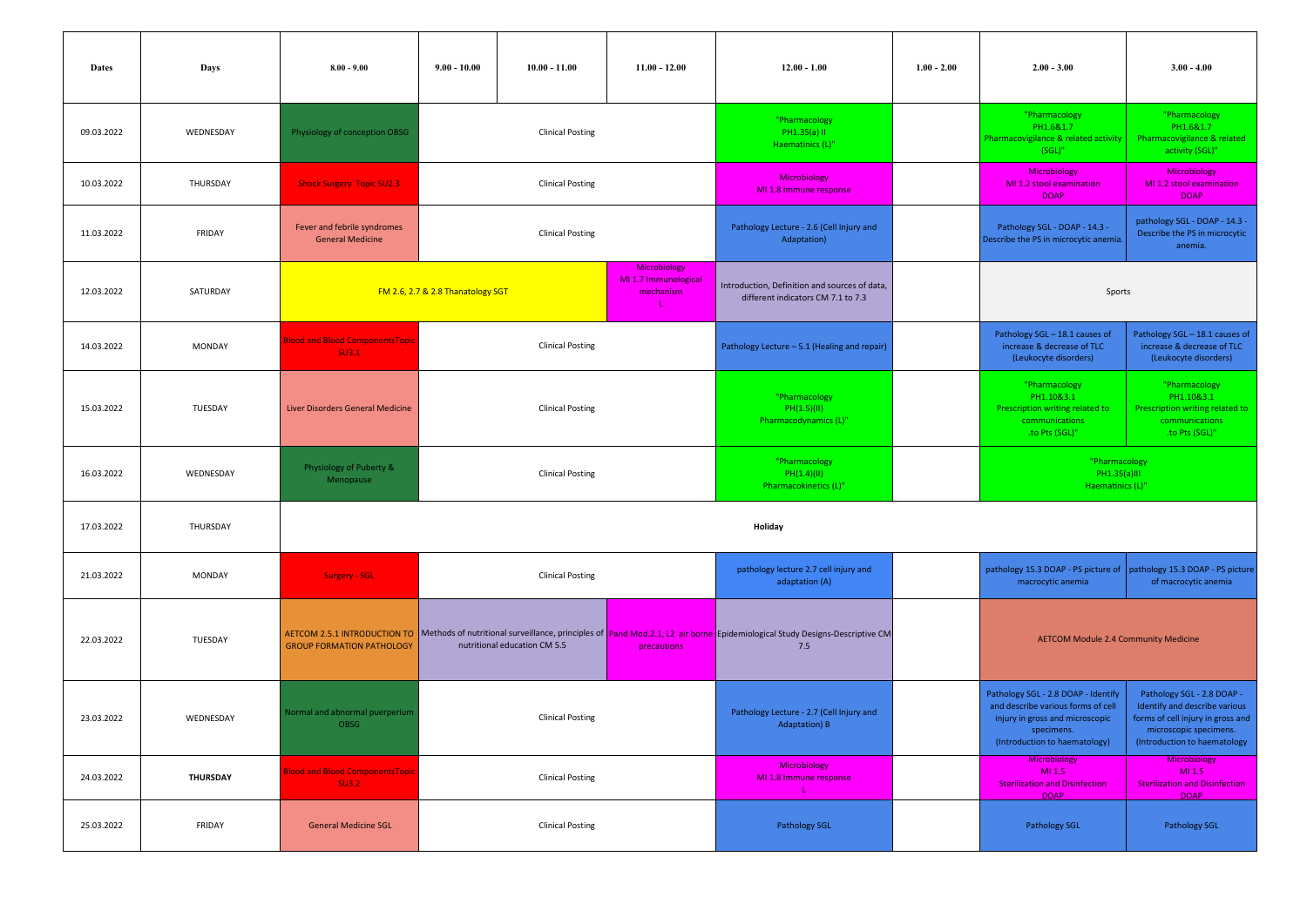| Dates | Days | 8.00 - 9.00 | 9.00 - 10.00 | 10.00 - 11.00 | 11.00 - 12.00 | 12.00 - 1.00 | 1.00 - 2.00 | 2.00 - 3.00 | 3.00 - 4.00 |
|---|---|---|---|---|---|---|---|---|---|
| 09.03.2022 | WEDNESDAY | Physiology of conception OBSG | Clinical Posting | | | "Pharmacology PH1.35(a) II Haematinics (L)" | | "Pharmacology PH1.6&1.7 Pharmacovigilance & related activity (SGL)" | "Pharmacology PH1.6&1.7 Pharmacovigilance & related activity (SGL)" |
| 10.03.2022 | THURSDAY | Shock Surgery Topic SU2.3 | Clinical Posting | | | Microbiology MI 1.8 Immune response | | Microbiology MI 1.2 stool examination DOAP | Microbiology MI 1.2 stool examination DOAP |
| 11.03.2022 | FRIDAY | Fever and febrile syndromes General Medicine | Clinical Posting | | | Pathology Lecture - 2.6 (Cell Injury and Adaptation) | | Pathology SGL - DOAP - 14.3 - Describe the PS in microcytic anemia. | pathology SGL - DOAP - 14.3 - Describe the PS in microcytic anemia. |
| 12.03.2022 | SATURDAY | FM 2.6, 2.7 & 2.8 Thanatology SGT | | | Microbiology MI 1.7 Immunological mechanism L | Introduction, Definition and sources of data, different indicators CM 7.1 to 7.3 | | Sports | |
| 14.03.2022 | MONDAY | Blood and Blood ComponentsTopic SU3.1 | Clinical Posting | | | Pathology Lecture – 5.1 (Healing and repair) | | Pathology SGL – 18.1 causes of increase & decrease of TLC (Leukocyte disorders) | Pathology SGL – 18.1 causes of increase & decrease of TLC (Leukocyte disorders) |
| 15.03.2022 | TUESDAY | Liver Disorders General Medicine | Clinical Posting | | | "Pharmacology PH(1.5)(II) Pharmacodynamics (L)" | | "Pharmacology PH1.10&3.1 Prescription writing related to communications .to Pts (SGL)" | "Pharmacology PH1.10&3.1 Prescription writing related to communications .to Pts (SGL)" |
| 16.03.2022 | WEDNESDAY | Physiology of Puberty & Menopause | Clinical Posting | | | "Pharmacology PH(1.4)(II) Pharmacokinetics (L)" | | "Pharmacology PH1.35(a)III Haematinics (L)" | |
| 17.03.2022 | THURSDAY | **Holiday** | | | | | | | |
| 21.03.2022 | MONDAY | Surgery - SGL | Clinical Posting | | | pathology lecture 2.7 cell injury and adaptation (A) | | pathology 15.3 DOAP - PS picture of macrocytic anemia | pathology 15.3 DOAP - PS picture of macrocytic anemia |
| 22.03.2022 | TUESDAY | AETCOM 2.5.1 INTRODUCTION TO GROUP FORMATION PATHOLOGY | Methods of nutritional surveillance, principles of nutritional education CM 5.5 | | Pand Mod.2.1, L2 air borne precautions | Epidemiological Study Designs-Descriptive CM 7.5 | | AETCOM Module 2.4 Community Medicine | |
| 23.03.2022 | WEDNESDAY | Normal and abnormal puerperium OBSG | Clinical Posting | | | Pathology Lecture - 2.7 (Cell Injury and Adaptation) B | | Pathology SGL - 2.8 DOAP - Identify and describe various forms of cell injury in gross and microscopic specimens. (Introduction to haematology) | Pathology SGL - 2.8 DOAP - Identify and describe various forms of cell injury in gross and microscopic specimens. (Introduction to haematology |
| 24.03.2022 | **THURSDAY** | Blood and Blood ComponentsTopic SU3.2 | Clinical Posting | | | Microbiology MI 1.8 Immune response L | | Microbiology MI 1.5 Sterilization and Disinfection DOAP | Microbiology MI 1.5 Sterilization and Disinfection DOAP |
| 25.03.2022 | FRIDAY | General Medicine SGL | Clinical Posting | | | Pathology SGL | | Pathology SGL | Pathology SGL |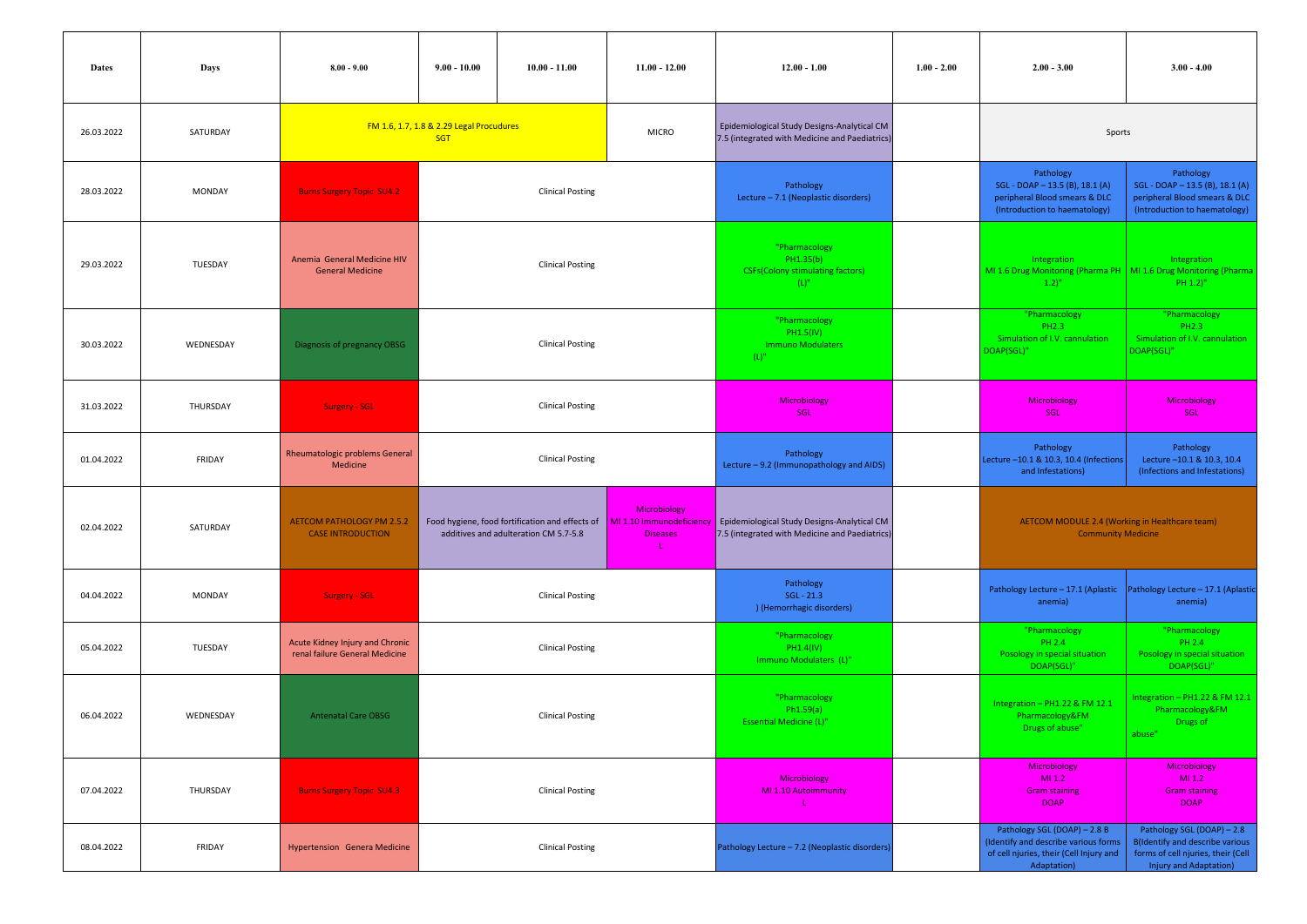| Dates | Days | 8.00 - 9.00 | 9.00 - 10.00 | 10.00 - 11.00 | 11.00 - 12.00 | 12.00 - 1.00 | 1.00 - 2.00 | 2.00 - 3.00 | 3.00 - 4.00 |
|---|---|---|---|---|---|---|---|---|---|
| 26.03.2022 | SATURDAY | FM 1.6, 1.7, 1.8 & 2.29 Legal Procudures SGT | | | MICRO | Epidemiological Study Designs-Analytical CM 7.5 (integrated with Medicine and Paediatrics) | | Sports | |
| 28.03.2022 | MONDAY | Burns Surgery Topic SU4.2 | Clinical Posting | | | Pathology Lecture – 7.1 (Neoplastic disorders) | | Pathology SGL - DOAP – 13.5 (B), 18.1 (A) peripheral Blood smears & DLC (Introduction to haematology) | Pathology SGL - DOAP – 13.5 (B), 18.1 (A) peripheral Blood smears & DLC (Introduction to haematology) |
| 29.03.2022 | TUESDAY | Anemia General Medicine HIV General Medicine | Clinical Posting | | | "Pharmacology PH1.35(b) CSFs(Colony stimulating factors) (L)" | | Integration MI 1.6 Drug Monitoring (Pharma PH 1.2)" | Integration MI 1.6 Drug Monitoring (Pharma PH 1.2)" |
| 30.03.2022 | WEDNESDAY | Diagnosis of pregnancy OBSG | Clinical Posting | | | "Pharmacology PH1.5(IV) Immuno Modulaters (L)" | | "Pharmacology PH2.3 Simulation of I.V. cannulation DOAP(SGL)" | "Pharmacology PH2.3 Simulation of I.V. cannulation DOAP(SGL)" |
| 31.03.2022 | THURSDAY | Surgery - SGL | Clinical Posting | | | Microbiology SGL | | Microbiology SGL | Microbiology SGL |
| 01.04.2022 | FRIDAY | Rheumatologic problems General Medicine | Clinical Posting | | | Pathology Lecture – 9.2 (Immunopathology and AIDS) | | Pathology Lecture –10.1 & 10.3, 10.4 (Infections and Infestations) | Pathology Lecture –10.1 & 10.3, 10.4 (Infections and Infestations) |
| 02.04.2022 | SATURDAY | AETCOM PATHOLOGY PM 2.5.2 CASE INTRODUCTION | Food hygiene, food fortification and effects of additives and adulteration CM 5.7-5.8 | | Microbiology MI 1.10 Immunodeficiency Diseases L | Epidemiological Study Designs-Analytical CM 7.5 (integrated with Medicine and Paediatrics) | | AETCOM MODULE 2.4 (Working in Healthcare team) Community Medicine | |
| 04.04.2022 | MONDAY | Surgery - SGL | Clinical Posting | | | Pathology SGL - 21.3 ) (Hemorrhagic disorders) | | Pathology Lecture – 17.1 (Aplastic anemia) | Pathology Lecture – 17.1 (Aplastic anemia) |
| 05.04.2022 | TUESDAY | Acute Kidney Injury and Chronic renal failure General Medicine | Clinical Posting | | | "Pharmacology PH1.4(IV) Immuno Modulaters (L)" | | "Pharmacology PH 2.4 Posology in special situation DOAP(SGL)" | "Pharmacology PH 2.4 Posology in special situation DOAP(SGL)" |
| 06.04.2022 | WEDNESDAY | Antenatal Care OBSG | Clinical Posting | | | "Pharmacology Ph1.59(a) Essential Medicine (L)" | | Integration – PH1.22 & FM 12.1 Pharmacology&FM Drugs of abuse" | Integration – PH1.22 & FM 12.1 Pharmacology&FM Drugs of abuse" |
| 07.04.2022 | THURSDAY | Burns Surgery Topic SU4.3 | Clinical Posting | | | Microbiology MI 1.10 Autoimmunity L | | Microbiology MI 1.2 Gram staining DOAP | Microbiology MI 1.2 Gram staining DOAP |
| 08.04.2022 | FRIDAY | Hypertension Genera Medicine | Clinical Posting | | | Pathology Lecture – 7.2 (Neoplastic disorders) | | Pathology SGL (DOAP) – 2.8 B (Identify and describe various forms of cell njuries, their (Cell Injury and Adaptation) | Pathology SGL (DOAP) – 2.8 B(Identify and describe various forms of cell njuries, their (Cell Injury and Adaptation) |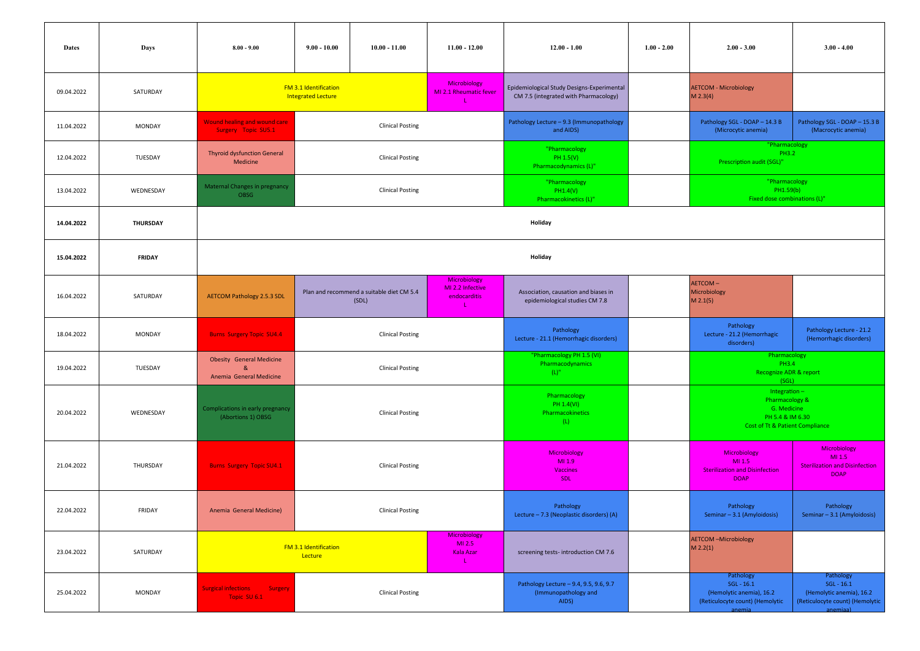| Dates | Days | 8.00 - 9.00 | 9.00 - 10.00 | 10.00 - 11.00 | 11.00 - 12.00 | 12.00 - 1.00 | 1.00 - 2.00 | 2.00 - 3.00 | 3.00 - 4.00 |
|---|---|---|---|---|---|---|---|---|---|
| 09.04.2022 | SATURDAY | FM 3.1 Identification Integrated Lecture | | | Microbiology MI 2.1 Rheumatic fever L | Epidemiological Study Designs-Experimental CM 7.5 (integrated with Pharmacology) | | AETCOM - Microbiology M 2.3(4) | |
| 11.04.2022 | MONDAY | Wound healing and wound care Surgery Topic SU5.1 | Clinical Posting | | | Pathology Lecture – 9.3 (Immunopathology and AIDS) | | Pathology SGL - DOAP – 14.3 B (Microcytic anemia) | Pathology SGL - DOAP – 15.3 B (Macrocytic anemia) |
| 12.04.2022 | TUESDAY | Thyroid dysfunction General Medicine | Clinical Posting | | | "Pharmacology PH 1.5(V) Pharmacodynamics (L)" | | "Pharmacology PH3.2 Prescription audit (SGL)" | |
| 13.04.2022 | WEDNESDAY | Maternal Changes in pregnancy OBSG | Clinical Posting | | | "Pharmacology PH1.4(V) Pharmacokinetics (L)" | | "Pharmacology PH1.59(b) Fixed dose combinations (L)" | |
| **14.04.2022** | **THURSDAY** | **Holiday** | | | | | | | |
| **15.04.2022** | **FRIDAY** | **Holiday** | | | | | | | |
| 16.04.2022 | SATURDAY | AETCOM Pathology 2.5.3 SDL | Plan and recommend a suitable diet CM 5.4 (SDL) | | Microbiology MI 2.2 Infective endocarditis L | Association, causation and biases in epidemiological studies CM 7.8 | | AETCOM – Microbiology M 2.1(5) | |
| 18.04.2022 | MONDAY | Burns Surgery Topic SU4.4 | Clinical Posting | | | Pathology Lecture - 21.1 (Hemorrhagic disorders) | | Pathology Lecture - 21.2 (Hemorrhagic disorders) | Pathology Lecture - 21.2 (Hemorrhagic disorders) |
| 19.04.2022 | TUESDAY | Obesity General Medicine & Anemia General Medicine | Clinical Posting | | | "Pharmacology PH 1.5 (VI) Pharmacodynamics (L)" | | Pharmacology PH3.4 Recognize ADR & report (SGL) | |
| 20.04.2022 | WEDNESDAY | Complications in early pregnancy (Abortions 1) OBSG | Clinical Posting | | | Pharmacology PH 1.4(VI) Pharmacokinetics (L) | | Integration – Pharmacology & G. Medicine PH 5.4 & IM 6.30 Cost of Tt & Patient Compliance | |
| 21.04.2022 | THURSDAY | Burns Surgery Topic SU4.1 | Clinical Posting | | | Microbiology MI 1.9 Vaccines SDL | | Microbiology MI 1.5 Sterilization and Disinfection DOAP | Microbiology MI 1.5 Sterilization and Disinfection DOAP |
| 22.04.2022 | FRIDAY | Anemia General Medicine) | Clinical Posting | | | Pathology Lecture – 7.3 (Neoplastic disorders) (A) | | Pathology Seminar – 3.1 (Amyloidosis) | Pathology Seminar – 3.1 (Amyloidosis) |
| 23.04.2022 | SATURDAY | FM 3.1 Identification Lecture | | | Microbiology MI 2.5 Kala Azar L | screening tests- introduction CM 7.6 | | AETCOM –Microbiology M 2.2(1) | |
| 25.04.2022 | MONDAY | Surgical infections Surgery Topic SU 6.1 | Clinical Posting | | | Pathology Lecture – 9.4, 9.5, 9.6, 9.7 (Immunopathology and AIDS) | | Pathology SGL - 16.1 (Hemolytic anemia), 16.2 (Reticulocyte count) (Hemolytic anemia | Pathology SGL - 16.1 (Hemolytic anemia), 16.2 (Reticulocyte count) (Hemolytic anemiaa) |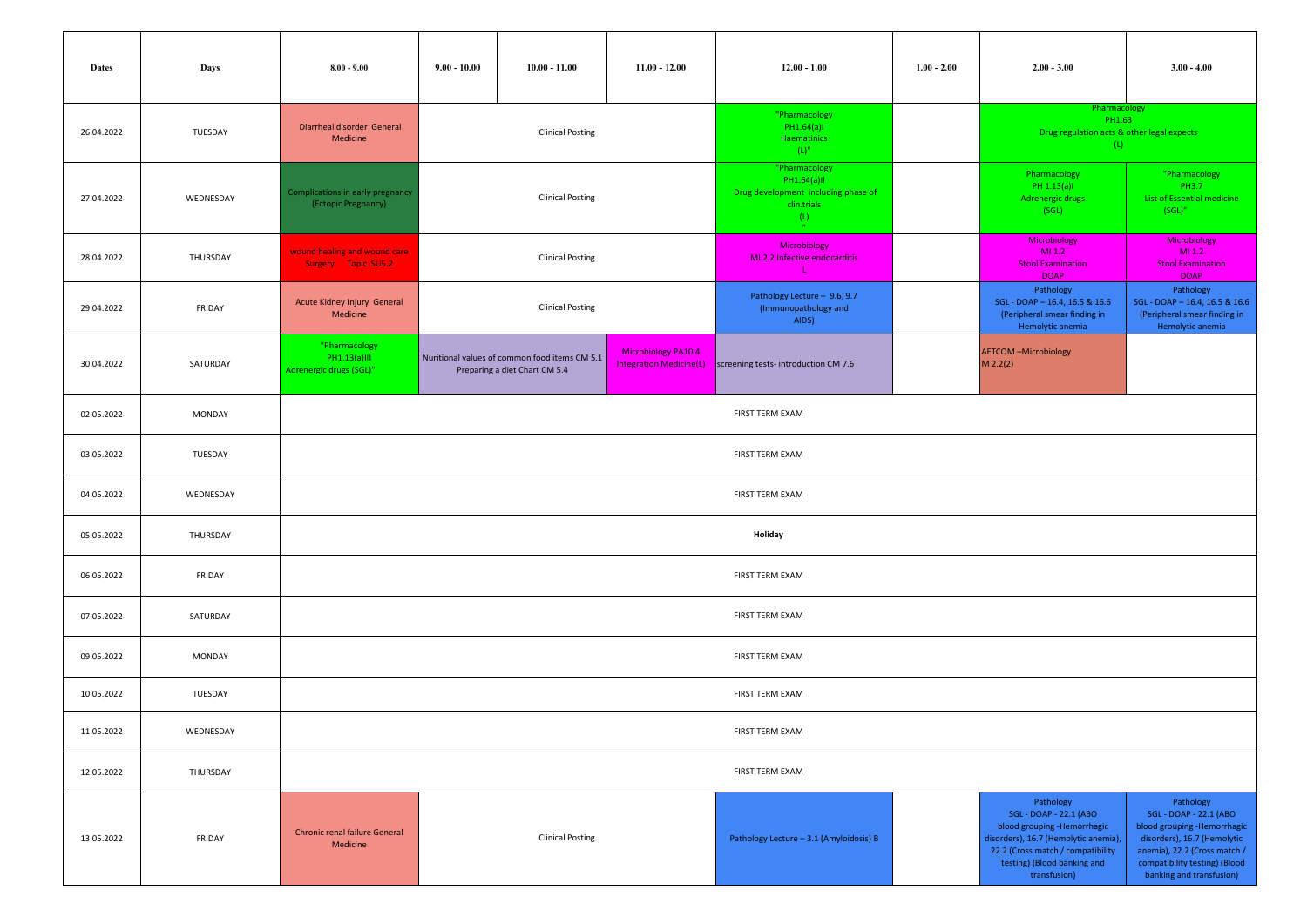| Dates | Days | 8.00 - 9.00 | 9.00 - 10.00 | 10.00 - 11.00 | 11.00 - 12.00 | 12.00 - 1.00 | 1.00 - 2.00 | 2.00 - 3.00 | 3.00 - 4.00 |
|---|---|---|---|---|---|---|---|---|---|
| 26.04.2022 | TUESDAY | Diarrheal disorder General Medicine | Clinical Posting | | | "Pharmacology PH1.64(a)I Haematinics (L)" | | Pharmacology PH1.63 Drug regulation acts & other legal expects (L) | |
| 27.04.2022 | WEDNESDAY | Complications in early pregnancy (Ectopic Pregnancy) | Clinical Posting | | | "Pharmacology PH1.64(a)II Drug development including phase of clin.trials (L) " | | Pharmacology PH 1.13(a)I Adrenergic drugs (SGL) | "Pharmacology PH3.7 List of Essential medicine (SGL)" |
| 28.04.2022 | THURSDAY | wound healing and wound care Surgery Topic SU5.2 | Clinical Posting | | | Microbiology MI 2.2 Infective endocarditis L | | Microbiology MI 1.2 Stool Examination DOAP | Microbiology MI 1.2 Stool Examination DOAP |
| 29.04.2022 | FRIDAY | Acute Kidney Injury General Medicine | Clinical Posting | | | Pathology Lecture – 9.6, 9.7 (Immunopathology and AIDS) | | Pathology SGL - DOAP – 16.4, 16.5 & 16.6 (Peripheral smear finding in Hemolytic anemia | Pathology SGL - DOAP – 16.4, 16.5 & 16.6 (Peripheral smear finding in Hemolytic anemia |
| 30.04.2022 | SATURDAY | "Pharmacology PH1.13(a)III Adrenergic drugs (SGL)" | Nuritional values of common food items CM 5.1 Preparing a diet Chart CM 5.4 | | Microbiology PA10.4 Integration Medicine(L) | screening tests- introduction CM 7.6 | | AETCOM –Microbiology M 2.2(2) | |
| 02.05.2022 | MONDAY | FIRST TERM EXAM | | | | | | | |
| 03.05.2022 | TUESDAY | FIRST TERM EXAM | | | | | | | |
| 04.05.2022 | WEDNESDAY | FIRST TERM EXAM | | | | | | | |
| 05.05.2022 | THURSDAY | **Holiday** | | | | | | | |
| 06.05.2022 | FRIDAY | FIRST TERM EXAM | | | | | | | |
| 07.05.2022 | SATURDAY | FIRST TERM EXAM | | | | | | | |
| 09.05.2022 | MONDAY | FIRST TERM EXAM | | | | | | | |
| 10.05.2022 | TUESDAY | FIRST TERM EXAM | | | | | | | |
| 11.05.2022 | WEDNESDAY | FIRST TERM EXAM | | | | | | | |
| 12.05.2022 | THURSDAY | FIRST TERM EXAM | | | | | | | |
| 13.05.2022 | FRIDAY | Chronic renal failure General Medicine | Clinical Posting | | | Pathology Lecture – 3.1 (Amyloidosis) B | | Pathology SGL - DOAP - 22.1 (ABO blood grouping -Hemorrhagic disorders), 16.7 (Hemolytic anemia), 22.2 (Cross match / compatibility testing) (Blood banking and transfusion) | Pathology SGL - DOAP - 22.1 (ABO blood grouping -Hemorrhagic disorders), 16.7 (Hemolytic anemia), 22.2 (Cross match / compatibility testing) (Blood banking and transfusion) |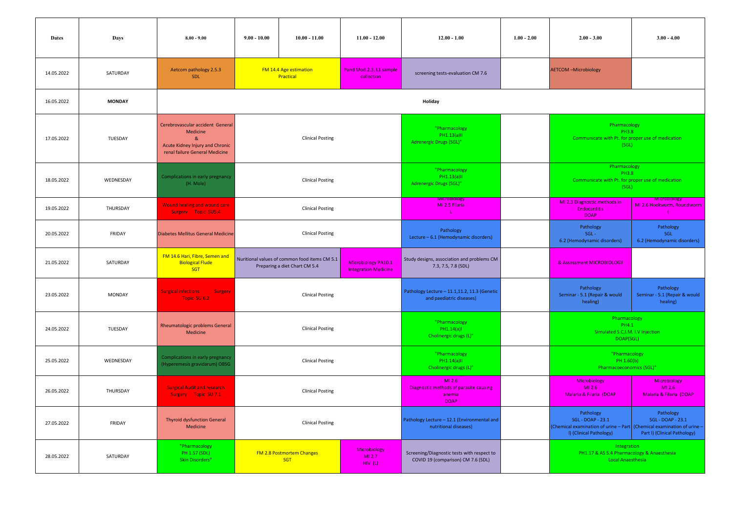| Dates | Days | 8.00 - 9.00 | 9.00 - 10.00 | 10.00 - 11.00 | 11.00 - 12.00 | 12.00 - 1.00 | 1.00 - 2.00 | 2.00 - 3.00 | 3.00 - 4.00 |
|---|---|---|---|---|---|---|---|---|---|
| 14.05.2022 | SATURDAY | Aetcom pathology 2.5.3 SDL | FM 14.4 Age estimation Practical | | Pand Mod.2.3, L1 sample collection | screening tests-evaluation CM 7.6 | | AETCOM –Microbiology | |
| 16.05.2022 | **MONDAY** | **Holiday** | | | | | | | |
| 17.05.2022 | TUESDAY | Cerebrovascular accident General Medicine & Acute Kidney Injury and Chronic renal failure General Medicine | Clinical Posting | | | "Pharmacology PH1.13(a)II Adrenergic Drugs (SGL)" | | Pharmacology PH3.8 Communicate with Pt. for proper use of medication (SGL) | |
| 18.05.2022 | WEDNESDAY | Complications in early pregnancy (H. Mole) | Clinical Posting | | | "Pharmacology PH1.13(a)II Adrenergic Drugs (SGL)" | | Pharmacology PH3.8 Communicate with Pt. for proper use of medication (SGL) | |
| 19.05.2022 | THURSDAY | Wound healing and wound care Surgery Topic SU5.4 | Clinical Posting | | | Microbiology MI 2.5 Filaria L | | MI 2.3 Diagnostic methods in Endocarditis DOAP | Microbiology MI 2.6 Hookworm, Roundworm ( |
| 20.05.2022 | FRIDAY | Diabetes Mellitus General Medicine | Clinical Posting | | | Pathology Lecture – 6.1 (Hemodynamic disorders) | | Pathology SGL - 6.2 (Hemodynamic disorders) | Pathology SGL 6.2 (Hemodynamic disorders) |
| 21.05.2022 | SATURDAY | FM 14.6 Hari, Fibre, Semen and Biological Flude SGT | Nuritional values of common food items CM 5.1 Preparing a diet Chart CM 5.4 | | Microbiology PA10.1 Integration Medicine | Study designs, association and problems CM 7.3, 7.5, 7.8 (SDL) | | & Assessment MICROBIOLOGY | |
| 23.05.2022 | MONDAY | Surgical infections Surgery Topic SU 6.2 | Clinical Posting | | | Pathology Lecture – 11.1,11.2, 11.3 (Genetic and paediatric diseases) | | Pathology Seminar - 5.1 (Repair & would healing) | Pathology Seminar - 5.1 (Repair & would healing) |
| 24.05.2022 | TUESDAY | Rheumatologic problems General Medicine | Clinical Posting | | | "Pharmacology PH1.14(a)I Cholinergic drugs (L)" | | Pharmacology PH4.1 Simulated S.C,I.M. I.V Injection DOAP(SGL) | |
| 25.05.2022 | WEDNESDAY | Complications in early pregnancy (Hyperemesis gravidarum) OBSG | Clinical Posting | | | "Pharmacology PH1.14(a)II Cholinergic drugs (L)" | | "Pharmacology PH 1.60(b) Pharmacoeconomics (SGL)" | |
| 26.05.2022 | THURSDAY | Surgical Audit and research Surgery Topic SU 7.1 | Clinical Posting | | | MI 2.6 Diagnostic methods of parasite causing anemia DOAP | | Microbiology MI 2.6 Malaria & Filaria (DOAP | Microbiology MI 2.6 Malaria & Filaria (DOAP |
| 27.05.2022 | FRIDAY | Thyroid dysfunction General Medicine | Clinical Posting | | | Pathology Lecture – 12.1 (Environmental and nutritional diseases) | | Pathology SGL - DOAP - 23.1 (Chemical examination of urine – Part I) (Clinical Pathology) | Pathology SGL - DOAP - 23.1 (Chemical examination of urine – Part I) (Clinical Pathology) |
| 28.05.2022 | SATURDAY | "Pharmacology PH 1.57 (SDL) Skin Disorders" | FM 2.8 Postmortem Changes SGT | | Microbiology MI 2.7 HIV (L) | Screening/Diagnostic tests with respect to COVID 19 (comparison) CM 7.6 (SDL) | | Integration PH1.17 & AS 5.4 Pharmacology & Anaesthesia Local Anaesthesia | |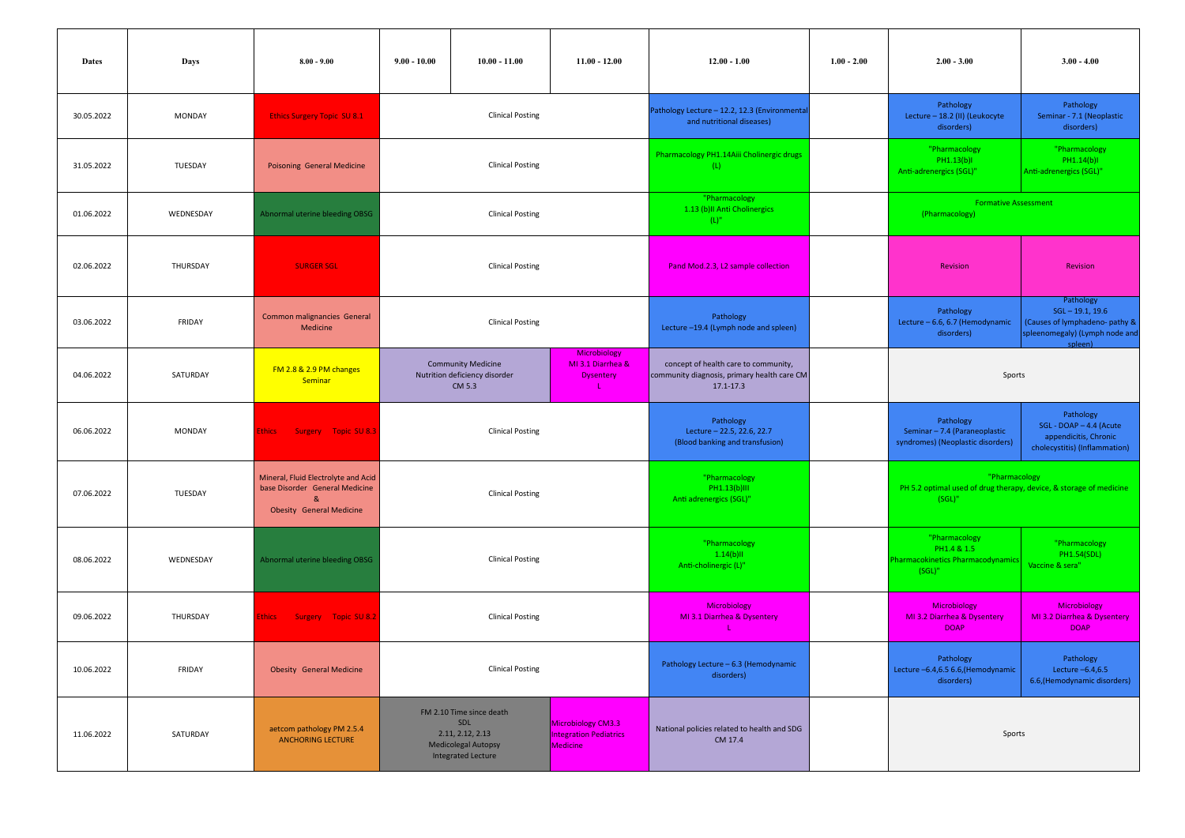| Dates | Days | 8.00 - 9.00 | 9.00 - 10.00 | 10.00 - 11.00 | 11.00 - 12.00 | 12.00 - 1.00 | 1.00 - 2.00 | 2.00 - 3.00 | 3.00 - 4.00 |
|---|---|---|---|---|---|---|---|---|---|
| 30.05.2022 | MONDAY | Ethics Surgery Topic SU 8.1 | Clinical Posting | | | Pathology Lecture – 12.2, 12.3 (Environmental and nutritional diseases) | | Pathology Lecture – 18.2 (II) (Leukocyte disorders) | Pathology Seminar - 7.1 (Neoplastic disorders) |
| 31.05.2022 | TUESDAY | Poisoning General Medicine | Clinical Posting | | | Pharmacology PH1.14Aiii Cholinergic drugs (L) | | "Pharmacology PH1.13(b)I Anti-adrenergics (SGL)" | "Pharmacology PH1.14(b)I Anti-adrenergics (SGL)" |
| 01.06.2022 | WEDNESDAY | Abnormal uterine bleeding OBSG | Clinical Posting | | | "Pharmacology 1.13 (b)II Anti Cholinergics (L)" | | Formative Assessment (Pharmacology) | |
| 02.06.2022 | THURSDAY | SURGER SGL | Clinical Posting | | | Pand Mod.2.3, L2 sample collection | | Revision | Revision |
| 03.06.2022 | FRIDAY | Common malignancies General Medicine | Clinical Posting | | | Pathology Lecture –19.4 (Lymph node and spleen) | | Pathology Lecture – 6.6, 6.7 (Hemodynamic disorders) | Pathology SGL – 19.1, 19.6 (Causes of lymphadeno- pathy & spleenomegaly) (Lymph node and spleen) |
| 04.06.2022 | SATURDAY | FM 2.8 & 2.9 PM changes Seminar | Community Medicine Nutrition deficiency disorder CM 5.3 | | Microbiology MI 3.1 Diarrhea & Dysentery L | concept of health care to community, community diagnosis, primary health care CM 17.1-17.3 | | Sports | |
| 06.06.2022 | MONDAY | Ethics Surgery Topic SU 8.3 | Clinical Posting | | | Pathology Lecture – 22.5, 22.6, 22.7 (Blood banking and transfusion) | | Pathology Seminar – 7.4 (Paraneoplastic syndromes) (Neoplastic disorders) | Pathology SGL - DOAP – 4.4 (Acute appendicitis, Chronic cholecystitis) (Inflammation) |
| 07.06.2022 | TUESDAY | Mineral, Fluid Electrolyte and Acid base Disorder General Medicine & Obesity General Medicine | Clinical Posting | | | "Pharmacology PH1.13(b)III Anti adrenergics (SGL)" | | "Pharmacology PH 5.2 optimal used of drug therapy, device, & storage of medicine (SGL)" | |
| 08.06.2022 | WEDNESDAY | Abnormal uterine bleeding OBSG | Clinical Posting | | | "Pharmacology 1.14(b)II Anti-cholinergic (L)" | | "Pharmacology PH1.4 & 1.5 Pharmacokinetics Pharmacodynamics (SGL)" | "Pharmacology PH1.54(SDL) Vaccine & sera" |
| 09.06.2022 | THURSDAY | Ethics Surgery Topic SU 8.2 | Clinical Posting | | | Microbiology MI 3.1 Diarrhea & Dysentery L | | Microbiology MI 3.2 Diarrhea & Dysentery DOAP | Microbiology MI 3.2 Diarrhea & Dysentery DOAP |
| 10.06.2022 | FRIDAY | Obesity General Medicine | Clinical Posting | | | Pathology Lecture – 6.3 (Hemodynamic disorders) | | Pathology Lecture –6.4,6.5 6.6,(Hemodynamic disorders) | Pathology Lecture –6.4,6.5 6.6,(Hemodynamic disorders) |
| 11.06.2022 | SATURDAY | aetcom pathology PM 2.5.4 ANCHORING LECTURE | FM 2.10 Time since death SDL 2.11, 2.12, 2.13 Medicolegal Autopsy Integrated Lecture | | Microbiology CM3.3 Integration Pediatrics Medicine | National policies related to health and SDG CM 17.4 | | Sports | |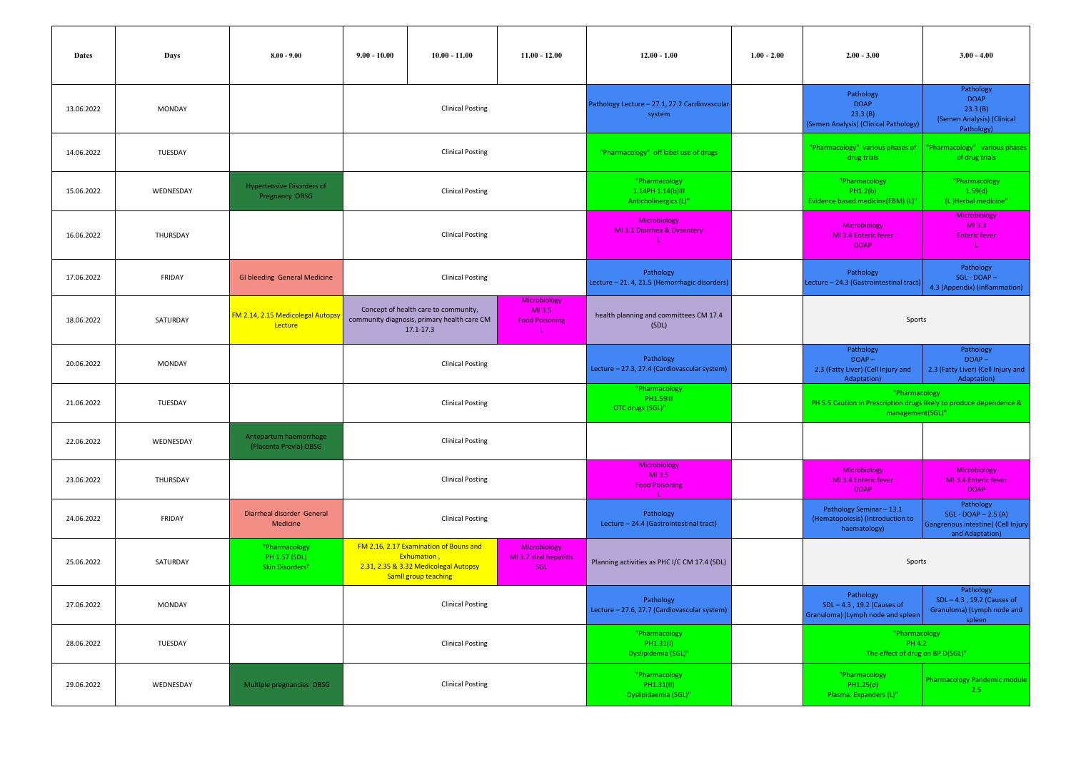| Dates | Days | 8.00 - 9.00 | 9.00 - 10.00 | 10.00 - 11.00 | 11.00 - 12.00 | 12.00 - 1.00 | 1.00 - 2.00 | 2.00 - 3.00 | 3.00 - 4.00 |
|---|---|---|---|---|---|---|---|---|---|
| 13.06.2022 | MONDAY | | Clinical Posting | | | Pathology Lecture – 27.1, 27.2 Cardiovascular system | | Pathology DOAP 23.3 (B) (Semen Analysis) (Clinical Pathology) | Pathology DOAP 23.3 (B) (Semen Analysis) (Clinical Pathology) |
| 14.06.2022 | TUESDAY | | Clinical Posting | | | "Pharmacology" off label use of drugs | | "Pharmacology" various phases of drug trials | "Pharmacology" various phases of drug trials |
| 15.06.2022 | WEDNESDAY | Hypertensive Disorders of Pregnancy OBSG | Clinical Posting | | | "Pharmacology 1.14PH 1.14(b)III Anticholinergics (L)" | | "Pharmacology PH1.2(b) Evidence based medicine(EBM) (L)" | "Pharmacology 1.59(d) (L )Herbal medicine" |
| 16.06.2022 | THURSDAY | | Clinical Posting | | | Microbiology MI 3.1 Diarrhea & Dysentery L | | Microbiology MI 3.4 Enteric fever DOAP | Microbiology MI 3.3 Enteric fever L |
| 17.06.2022 | FRIDAY | GI bleeding General Medicine | Clinical Posting | | | Pathology Lecture – 21. 4, 21.5 (Hemorrhagic disorders) | | Pathology Lecture – 24.3 (Gastrointestinal tract) | Pathology SGL - DOAP – 4.3 (Appendix) (Inflammation) |
| 18.06.2022 | SATURDAY | FM 2.14, 2.15 Medicolegal Autopsy Lecture | Concept of health care to community, community diagnosis, primary health care CM 17.1-17.3 | | Microbiology MI 3.5 Food Poisoning L | health planning and committees CM 17.4 (SDL) | | Sports | |
| 20.06.2022 | MONDAY | | Clinical Posting | | | Pathology Lecture – 27.3, 27.4 (Cardiovascular system) | | Pathology DOAP – 2.3 (Fatty Liver) (Cell Injury and Adaptation) | Pathology DOAP – 2.3 (Fatty Liver) (Cell Injury and Adaptation) |
| 21.06.2022 | TUESDAY | | Clinical Posting | | | "Pharmacology PH1.59III OTC drugs (SGL)" | | "Pharmacology PH 5.5 Caution in Prescription drugs likely to produce dependence & management(SGL)" | |
| 22.06.2022 | WEDNESDAY | Antepartum haemorrhage (Placenta Previa) OBSG | Clinical Posting | | | | | | |
| 23.06.2022 | THURSDAY | | Clinical Posting | | | Microbiology MI 3.5 Food Poisoning L | | Microbiology MI 3.4 Enteric fever DOAP | Microbiology MI 3.4 Enteric fever DOAP |
| 24.06.2022 | FRIDAY | Diarrheal disorder General Medicine | Clinical Posting | | | Pathology Lecture – 24.4 (Gastrointestinal tract) | | Pathology Seminar – 13.1 (Hematopoiesis) (Introduction to haematology) | Pathology SGL - DOAP – 2.5 (A) (Gangrenous intestine) (Cell Injury and Adaptation) |
| 25.06.2022 | SATURDAY | "Pharmacology PH 1.57 (SDL) Skin Disorders" | FM 2.16, 2.17 Examination of Bouns and Exhumation , 2.31, 2.35 & 3.32 Medicolegal Autopsy Samll group teaching | | Microbiology MI 3.7 viral hepatitis SGL | Planning activities as PHC I/C CM 17.4 (SDL) | | Sports | |
| 27.06.2022 | MONDAY | | Clinical Posting | | | Pathology Lecture – 27.6, 27.7 (Cardiovascular system) | | Pathology SDL – 4.3 , 19.2 (Causes of Granuloma) (Lymph node and spleen | Pathology SDL – 4.3 , 19.2 (Causes of Granuloma) (Lymph node and spleen |
| 28.06.2022 | TUESDAY | | Clinical Posting | | | "Pharmacology PH1.31(I) Dyslipidemia (SGL)" | | "Pharmacology PH 4.2 The effect of drug on BP D(SGL)" | |
| 29.06.2022 | WEDNESDAY | Multiple pregnancies OBSG | Clinical Posting | | | "Pharmacology PH1.31(II) Dyslipidaemia (SGL)" | | "Pharmacology PH1.25(d) Plasma. Expanders (L)" | Pharmacology Pandemic module 2.5 |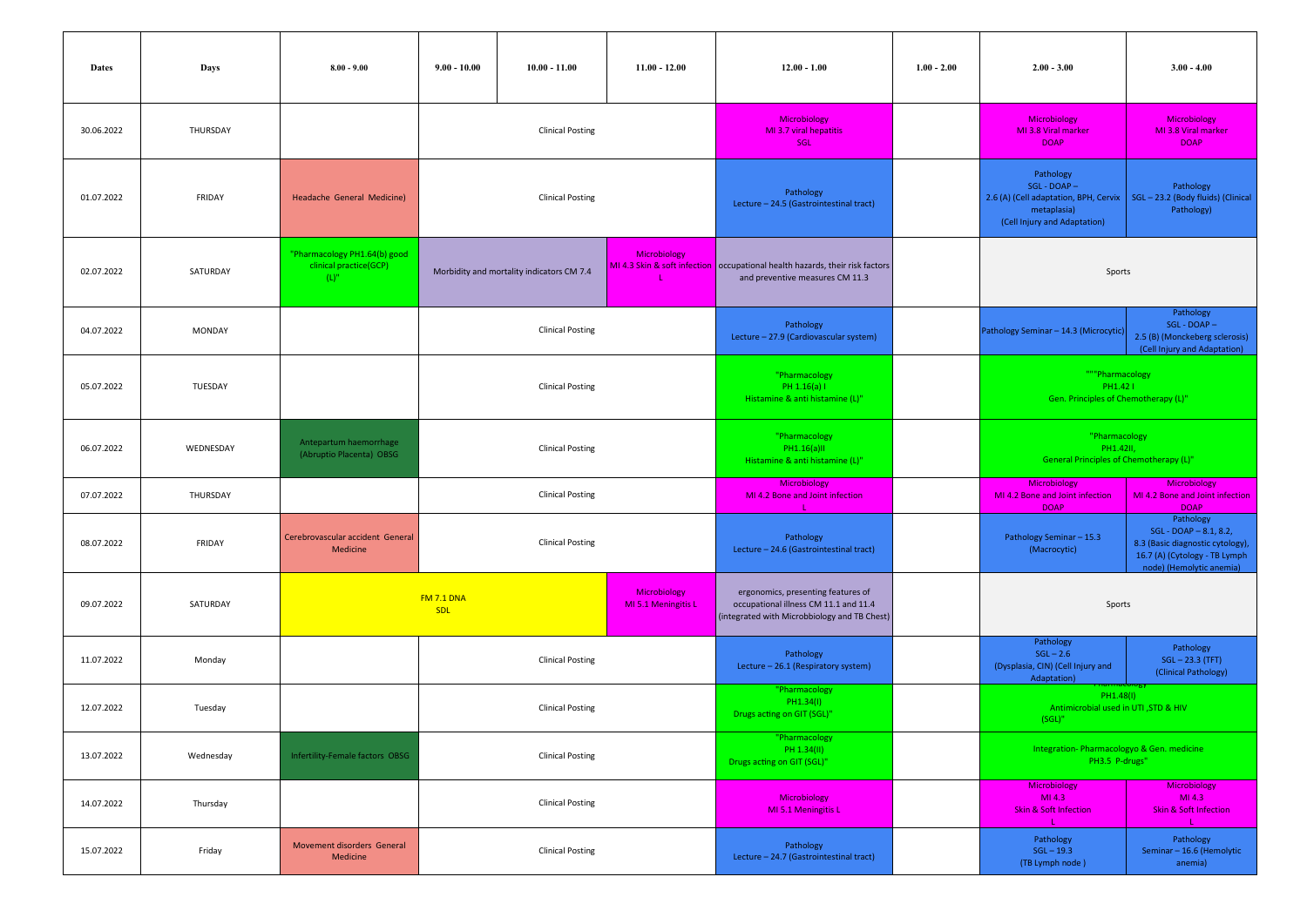| Dates | Days | 8.00 - 9.00 | 9.00 - 10.00 | 10.00 - 11.00 | 11.00 - 12.00 | 12.00 - 1.00 | 1.00 - 2.00 | 2.00 - 3.00 | 3.00 - 4.00 |
|---|---|---|---|---|---|---|---|---|---|
| 30.06.2022 | THURSDAY | | Clinical Posting | | | Microbiology MI 3.7 viral hepatitis SGL | | Microbiology MI 3.8 Viral marker DOAP | Microbiology MI 3.8 Viral marker DOAP |
| 01.07.2022 | FRIDAY | Headache General Medicine) | Clinical Posting | | | Pathology Lecture – 24.5 (Gastrointestinal tract) | | Pathology SGL - DOAP – 2.6 (A) (Cell adaptation, BPH, Cervix metaplasia) (Cell Injury and Adaptation) | Pathology SGL – 23.2 (Body fluids) (Clinical Pathology) |
| 02.07.2022 | SATURDAY | "Pharmacology PH1.64(b) good clinical practice(GCP) (L)" | Morbidity and mortality indicators CM 7.4 | | Microbiology MI 4.3 Skin & soft infection L | occupational health hazards, their risk factors and preventive measures CM 11.3 | | Sports | |
| 04.07.2022 | MONDAY | | Clinical Posting | | | Pathology Lecture – 27.9 (Cardiovascular system) | | Pathology Seminar – 14.3 (Microcytic) | Pathology SGL - DOAP – 2.5 (B) (Monckeberg sclerosis) (Cell Injury and Adaptation) |
| 05.07.2022 | TUESDAY | | Clinical Posting | | | "Pharmacology PH 1.16(a) I Histamine & anti histamine (L)" | | """Pharmacology PH1.42 I Gen. Principles of Chemotherapy (L)" | |
| 06.07.2022 | WEDNESDAY | Antepartum haemorrhage (Abruptio Placenta) OBSG | Clinical Posting | | | "Pharmacology PH1.16(a)II Histamine & anti histamine (L)" | | "Pharmacology PH1.42II, General Principles of Chemotherapy (L)" | |
| 07.07.2022 | THURSDAY | | Clinical Posting | | | Microbiology MI 4.2 Bone and Joint infection L | | Microbiology MI 4.2 Bone and Joint infection DOAP | Microbiology MI 4.2 Bone and Joint infection DOAP |
| 08.07.2022 | FRIDAY | Cerebrovascular accident General Medicine | Clinical Posting | | | Pathology Lecture – 24.6 (Gastrointestinal tract) | | Pathology Seminar – 15.3 (Macrocytic) | Pathology SGL - DOAP – 8.1, 8.2, 8.3 (Basic diagnostic cytology), 16.7 (A) (Cytology - TB Lymph node) (Hemolytic anemia) |
| 09.07.2022 | SATURDAY | FM 7.1 DNA SDL | | | Microbiology MI 5.1 Meningitis L | ergonomics, presenting features of occupational illness CM 11.1 and 11.4 (integrated with Microbbiology and TB Chest) | | Sports | |
| 11.07.2022 | Monday | | Clinical Posting | | | Pathology Lecture – 26.1 (Respiratory system) | | Pathology SGL – 2.6 (Dysplasia, CIN) (Cell Injury and Adaptation) | Pathology SGL – 23.3 (TFT) (Clinical Pathology) |
| 12.07.2022 | Tuesday | | Clinical Posting | | | "Pharmacology PH1.34(I) Drugs acting on GIT (SGL)" | | Pharmacology PH1.48(I) Antimicrobial used in UTI ,STD & HIV (SGL)" | |
| 13.07.2022 | Wednesday | Infertility-Female factors OBSG | Clinical Posting | | | "Pharmacology PH 1.34(II) Drugs acting on GIT (SGL)" | | Integration- Pharmacologyo & Gen. medicine PH3.5 P-drugs" | |
| 14.07.2022 | Thursday | | Clinical Posting | | | Microbiology MI 5.1 Meningitis L | | Microbiology MI 4.3 Skin & Soft Infection L | Microbiology MI 4.3 Skin & Soft Infection L |
| 15.07.2022 | Friday | Movement disorders General Medicine | Clinical Posting | | | Pathology Lecture – 24.7 (Gastrointestinal tract) | | Pathology SGL – 19.3 (TB Lymph node ) | Pathology Seminar – 16.6 (Hemolytic anemia) |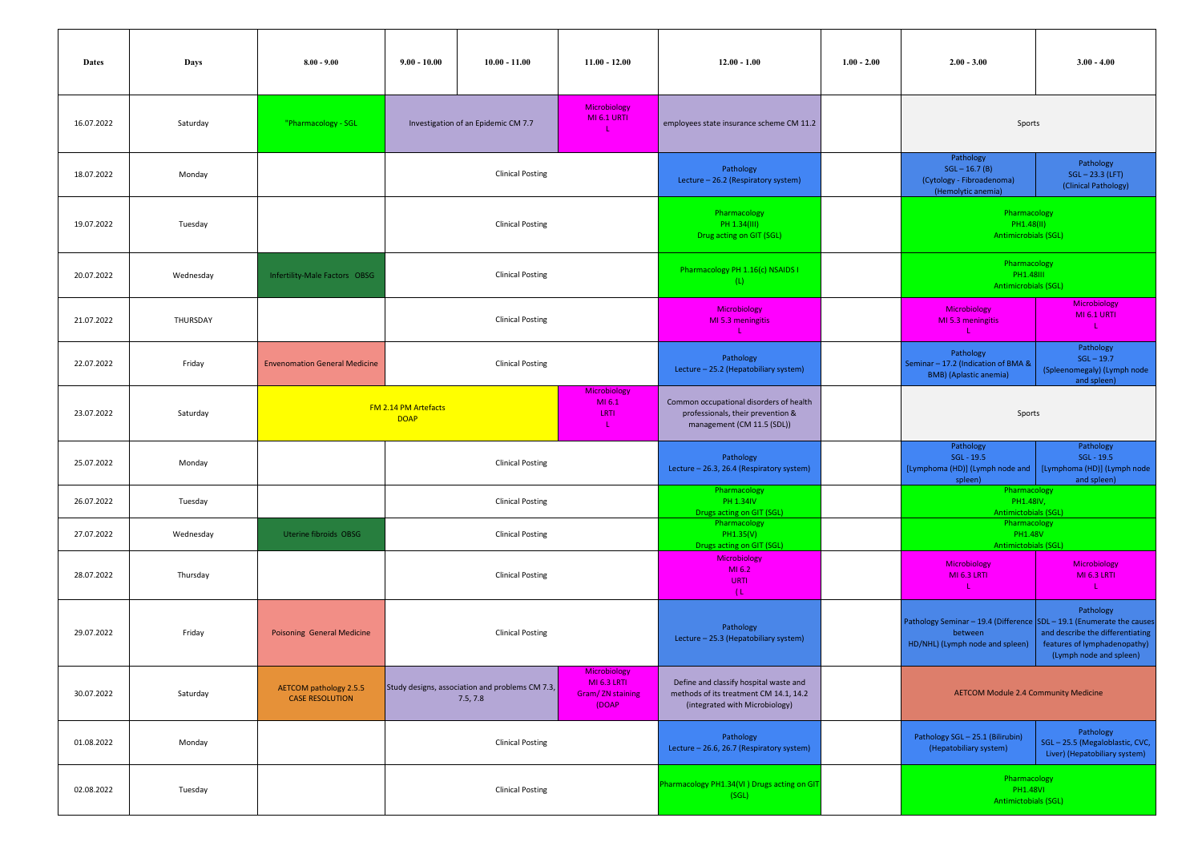| Dates | Days | 8.00 - 9.00 | 9.00 - 10.00 | 10.00 - 11.00 | 11.00 - 12.00 | 12.00 - 1.00 | 1.00 - 2.00 | 2.00 - 3.00 | 3.00 - 4.00 |
|---|---|---|---|---|---|---|---|---|---|
| 16.07.2022 | Saturday | "Pharmacology - SGL | Investigation of an Epidemic CM 7.7 | | Microbiology MI 6.1 URTI L | employees state insurance scheme CM 11.2 | | Sports | |
| 18.07.2022 | Monday | | Clinical Posting | | | Pathology Lecture – 26.2 (Respiratory system) | | Pathology SGL – 16.7 (B) (Cytology - Fibroadenoma) (Hemolytic anemia) | Pathology SGL – 23.3 (LFT) (Clinical Pathology) |
| 19.07.2022 | Tuesday | | Clinical Posting | | | Pharmacology PH 1.34(III) Drug acting on GIT (SGL) | | Pharmacology PH1.48(II) Antimicrobials (SGL) | |
| 20.07.2022 | Wednesday | Infertility-Male Factors OBSG | Clinical Posting | | | Pharmacology PH 1.16(c) NSAIDS I (L) | | Pharmacology PH1.48III Antimicrobials (SGL) | |
| 21.07.2022 | THURSDAY | | Clinical Posting | | | Microbiology MI 5.3 meningitis L | | Microbiology MI 5.3 meningitis L | Microbiology MI 6.1 URTI L |
| 22.07.2022 | Friday | Envenomation General Medicine | Clinical Posting | | | Pathology Lecture – 25.2 (Hepatobiliary system) | | Pathology Seminar – 17.2 (Indication of BMA & BMB) (Aplastic anemia) | Pathology SGL – 19.7 (Spleenomegaly) (Lymph node and spleen) |
| 23.07.2022 | Saturday | FM 2.14 PM Artefacts DOAP | | | Microbiology MI 6.1 LRTI L | Common occupational disorders of health professionals, their prevention & management (CM 11.5 (SDL)) | | Sports | |
| 25.07.2022 | Monday | | Clinical Posting | | | Pathology Lecture – 26.3, 26.4 (Respiratory system) | | Pathology SGL - 19.5 [Lymphoma (HD)] (Lymph node and spleen) | Pathology SGL - 19.5 [Lymphoma (HD)] (Lymph node and spleen) |
| 26.07.2022 | Tuesday | | Clinical Posting | | | Pharmacology PH 1.34IV Drugs acting on GIT (SGL) | | Pharmacology PH1.48IV, Antimictobials (SGL) | |
| 27.07.2022 | Wednesday | Uterine fibroids OBSG | Clinical Posting | | | Pharmacology PH1.35(V) Drugs acting on GIT (SGL) | | Pharmacology PH1.48V Antimictobials (SGL) | |
| 28.07.2022 | Thursday | | Clinical Posting | | | Microbiology MI 6.2 URTI ( L | | Microbiology MI 6.3 LRTI L | Microbiology MI 6.3 LRTI L |
| 29.07.2022 | Friday | Poisoning General Medicine | Clinical Posting | | | Pathology Lecture – 25.3 (Hepatobiliary system) | | Pathology Seminar – 19.4 (Difference between HD/NHL) (Lymph node and spleen) | Pathology SDL – 19.1 (Enumerate the causes and describe the differentiating features of lymphadenopathy) (Lymph node and spleen) |
| 30.07.2022 | Saturday | AETCOM pathology 2.5.5 CASE RESOLUTION | Study designs, association and problems CM 7.3, 7.5, 7.8 | | Microbiology MI 6.3 LRTI Gram/ ZN staining (DOAP | Define and classify hospital waste and methods of its treatment CM 14.1, 14.2 (integrated with Microbiology) | | AETCOM Module 2.4 Community Medicine | |
| 01.08.2022 | Monday | | Clinical Posting | | | Pathology Lecture – 26.6, 26.7 (Respiratory system) | | Pathology SGL – 25.1 (Bilirubin) (Hepatobiliary system) | Pathology SGL – 25.5 (Megaloblastic, CVC, Liver) (Hepatobiliary system) |
| 02.08.2022 | Tuesday | | Clinical Posting | | | Pharmacology PH1.34(VI ) Drugs acting on GIT (SGL) | | Pharmacology PH1.48VI Antimictobials (SGL) | |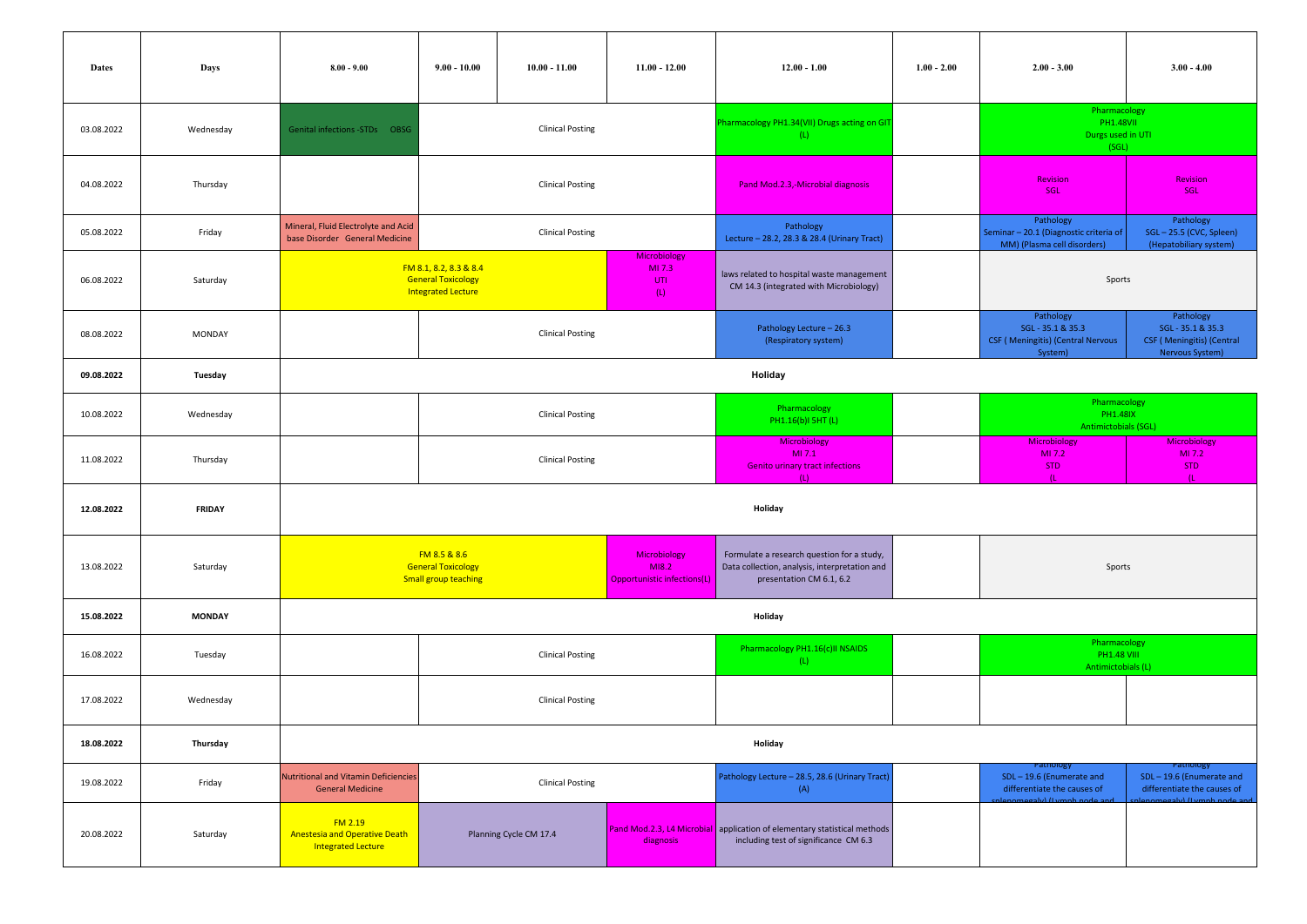| Dates | Days | 8.00 - 9.00 | 9.00 - 10.00 | 10.00 - 11.00 | 11.00 - 12.00 | 12.00 - 1.00 | 1.00 - 2.00 | 2.00 - 3.00 | 3.00 - 4.00 |
|---|---|---|---|---|---|---|---|---|---|
| 03.08.2022 | Wednesday | Genital infections -STDs OBSG | Clinical Posting | | | Pharmacology PH1.34(VII) Drugs acting on GIT (L) | | Pharmacology PH1.48VII Durgs used in UTI (SGL) | |
| 04.08.2022 | Thursday | | Clinical Posting | | | Pand Mod.2.3,-Microbial diagnosis | | Revision SGL | Revision SGL |
| 05.08.2022 | Friday | Mineral, Fluid Electrolyte and Acid base Disorder General Medicine | Clinical Posting | | | Pathology Lecture – 28.2, 28.3 & 28.4 (Urinary Tract) | | Pathology Seminar – 20.1 (Diagnostic criteria of MM) (Plasma cell disorders) | Pathology SGL – 25.5 (CVC, Spleen) (Hepatobiliary system) |
| 06.08.2022 | Saturday | FM 8.1, 8.2, 8.3 & 8.4 General Toxicology Integrated Lecture | | | Microbiology MI 7.3 UTI (L) | laws related to hospital waste management CM 14.3 (integrated with Microbiology) | | Sports | |
| 08.08.2022 | MONDAY | | Clinical Posting | | | Pathology Lecture – 26.3 (Respiratory system) | | Pathology SGL - 35.1 & 35.3 CSF ( Meningitis) (Central Nervous System) | Pathology SGL - 35.1 & 35.3 CSF ( Meningitis) (Central Nervous System) |
| **09.08.2022** | **Tuesday** | **Holiday** | | | | | | | |
| 10.08.2022 | Wednesday | | Clinical Posting | | | Pharmacology PH1.16(b)I 5HT (L) | | Pharmacology PH1.48IX Antimictobials (SGL) | |
| 11.08.2022 | Thursday | | Clinical Posting | | | Microbiology MI 7.1 Genito urinary tract infections (L) | | Microbiology MI 7.2 STD (L | Microbiology MI 7.2 STD (L |
| **12.08.2022** | **FRIDAY** | **Holiday** | | | | | | | |
| 13.08.2022 | Saturday | FM 8.5 & 8.6 General Toxicology Small group teaching | | | Microbiology MI8.2 Opportunistic infections(L) | Formulate a research question for a study, Data collection, analysis, interpretation and presentation CM 6.1, 6.2 | | Sports | |
| **15.08.2022** | **MONDAY** | **Holiday** | | | | | | | |
| 16.08.2022 | Tuesday | | Clinical Posting | | | Pharmacology PH1.16(c)II NSAIDS (L) | | Pharmacology PH1.48 VIII Antimictobials (L) | |
| 17.08.2022 | Wednesday | | Clinical Posting | | | | | | |
| **18.08.2022** | **Thursday** | **Holiday** | | | | | | | |
| 19.08.2022 | Friday | Nutritional and Vitamin Deficiencies General Medicine | Clinical Posting | | | Pathology Lecture – 28.5, 28.6 (Urinary Tract) (A) | | Pathology SDL – 19.6 (Enumerate and differentiate the causes of splenomegaly) (Lymph node and | Pathology SDL – 19.6 (Enumerate and differentiate the causes of splenomegaly) (Lymph node and |
| 20.08.2022 | Saturday | FM 2.19 Anesthesia and Operative Death Integrated Lecture | Planning Cycle CM 17.4 | | Pand Mod.2.3, L4 Microbial diagnosis | application of elementary statistical methods including test of significance CM 6.3 | | | |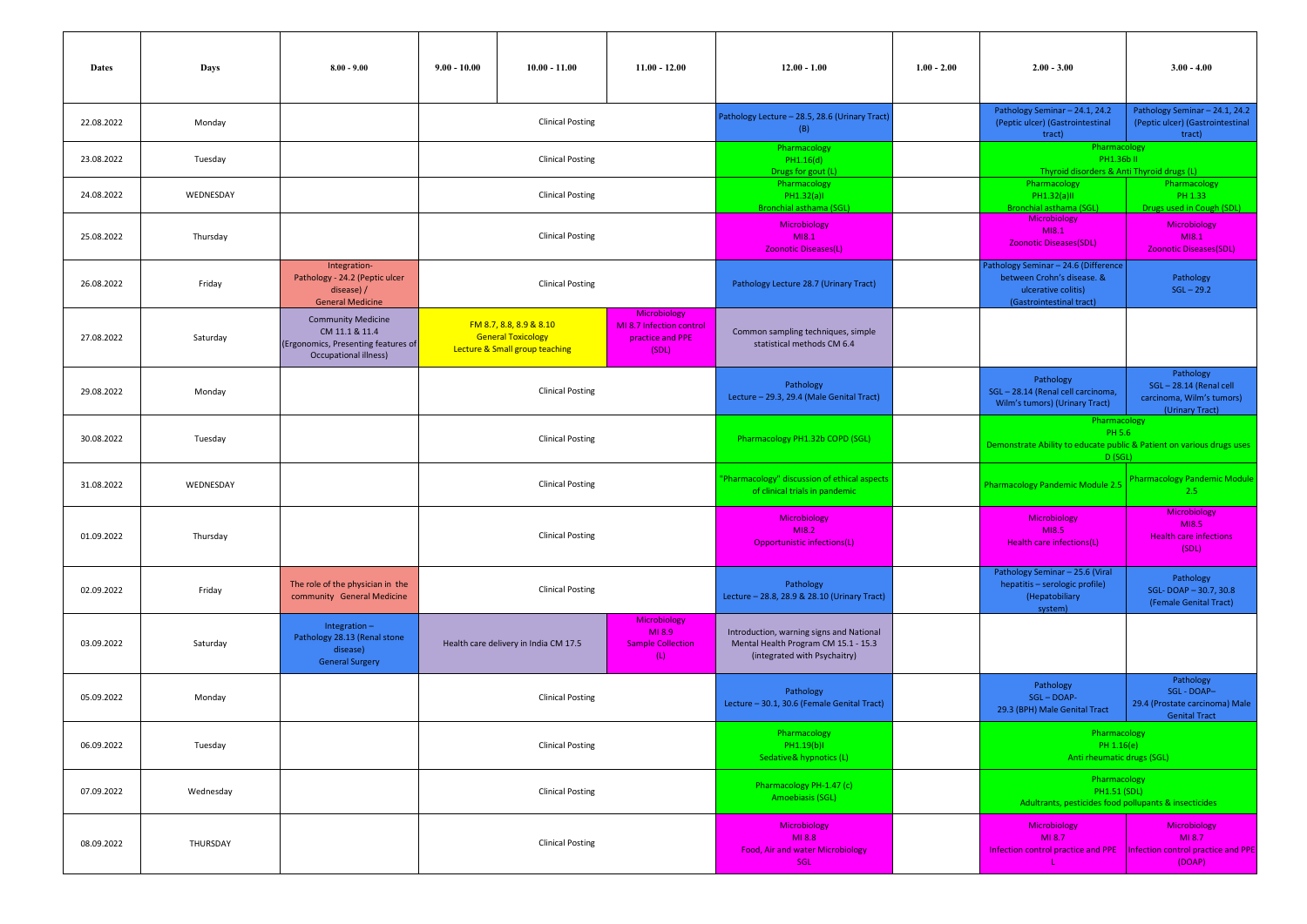| Dates | Days | 8.00 - 9.00 | 9.00 - 10.00 | 10.00 - 11.00 | 11.00 - 12.00 | 12.00 - 1.00 | 1.00 - 2.00 | 2.00 - 3.00 | 3.00 - 4.00 |
|---|---|---|---|---|---|---|---|---|---|
| 22.08.2022 | Monday | | Clinical Posting | | | Pathology Lecture – 28.5, 28.6 (Urinary Tract) (B) | | Pathology Seminar – 24.1, 24.2 (Peptic ulcer) (Gastrointestinal tract) | Pathology Seminar – 24.1, 24.2 (Peptic ulcer) (Gastrointestinal tract) |
| 23.08.2022 | Tuesday | | Clinical Posting | | | Pharmacology PH1.16(d) Drugs for gout (L) | | Pharmacology PH1.36b II Thyroid disorders & Anti Thyroid drugs (L) | |
| 24.08.2022 | WEDNESDAY | | Clinical Posting | | | Pharmacology PH1.32(a)I Bronchial asthama (SGL) | | Pharmacology PH1.32(a)II Bronchial asthama (SGL) | Pharmacology PH 1.33 Drugs used in Cough (SDL) |
| 25.08.2022 | Thursday | | Clinical Posting | | | Microbiology MI8.1 Zoonotic Diseases(L) | | Microbiology MI8.1 Zoonotic Diseases(SDL) | Microbiology MI8.1 Zoonotic Diseases(SDL) |
| 26.08.2022 | Friday | Integration- Pathology - 24.2 (Peptic ulcer disease) / General Medicine | Clinical Posting | | | Pathology Lecture 28.7 (Urinary Tract) | | Pathology Seminar – 24.6 (Difference between Crohn's disease. & ulcerative colitis) (Gastrointestinal tract) | Pathology SGL – 29.2 |
| 27.08.2022 | Saturday | Community Medicine CM 11.1 & 11.4 (Ergonomics, Presenting features of Occupational illness) | FM 8.7, 8.8, 8.9 & 8.10 General Toxicology Lecture & Small group teaching | | Microbiology MI 8.7 Infection control practice and PPE (SDL) | Common sampling techniques, simple statistical methods CM 6.4 | | | |
| 29.08.2022 | Monday | | Clinical Posting | | | Pathology Lecture – 29.3, 29.4 (Male Genital Tract) | | Pathology SGL – 28.14 (Renal cell carcinoma, Wilm's tumors) (Urinary Tract) | Pathology SGL – 28.14 (Renal cell carcinoma, Wilm's tumors) (Urinary Tract) |
| 30.08.2022 | Tuesday | | Clinical Posting | | | Pharmacology PH1.32b COPD (SGL) | | Pharmacology PH 5.6 Demonstrate Ability to educate public & Patient on various drugs uses D (SGL) | |
| 31.08.2022 | WEDNESDAY | | Clinical Posting | | | "Pharmacology" discussion of ethical aspects of clinical trials in pandemic | | Pharmacology Pandemic Module 2.5 | Pharmacology Pandemic Module 2.5 |
| 01.09.2022 | Thursday | | Clinical Posting | | | Microbiology MI8.2 Opportunistic infections(L) | | Microbiology MI8.5 Health care infections(L) | Microbiology MI8.5 Health care infections (SDL) |
| 02.09.2022 | Friday | The role of the physician in the community General Medicine | Clinical Posting | | | Pathology Lecture – 28.8, 28.9 & 28.10 (Urinary Tract) | | Pathology Seminar – 25.6 (Viral hepatitis – serologic profile) (Hepatobiliary system) | Pathology SGL- DOAP – 30.7, 30.8 (Female Genital Tract) |
| 03.09.2022 | Saturday | Integration – Pathology 28.13 (Renal stone disease) General Surgery | Health care delivery in India CM 17.5 | | Microbiology MI 8.9 Sample Collection (L) | Introduction, warning signs and National Mental Health Program CM 15.1 - 15.3 (integrated with Psychaitry) | | | |
| 05.09.2022 | Monday | | Clinical Posting | | | Pathology Lecture – 30.1, 30.6 (Female Genital Tract) | | Pathology SGL – DOAP- 29.3 (BPH) Male Genital Tract | Pathology SGL - DOAP– 29.4 (Prostate carcinoma) Male Genital Tract |
| 06.09.2022 | Tuesday | | Clinical Posting | | | Pharmacology PH1.19(b)I Sedative& hypnotics (L) | | Pharmacology PH 1.16(e) Anti rheumatic drugs (SGL) | |
| 07.09.2022 | Wednesday | | Clinical Posting | | | Pharmacology PH-1.47 (c) Amoebiasis (SGL) | | Pharmacology PH1.51 (SDL) Adultrants, pesticides food pollupants & insecticides | |
| 08.09.2022 | THURSDAY | | Clinical Posting | | | Microbiology MI 8.8 Food, Air and water Microbiology SGL | | Microbiology MI 8.7 Infection control practice and PPE L | Microbiology MI 8.7 Infection control practice and PPE (DOAP) |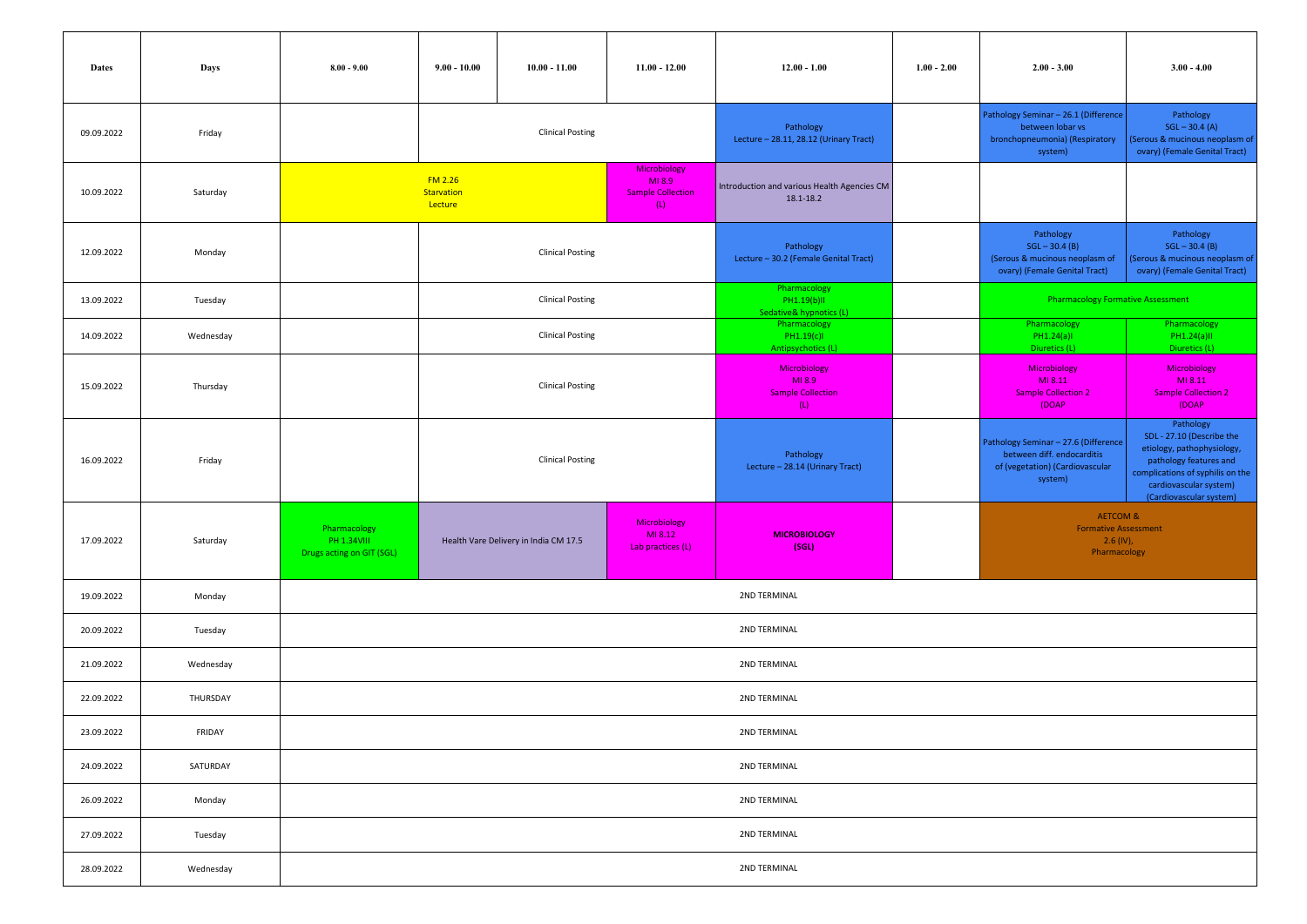| Dates | Days | 8.00 - 9.00 | 9.00 - 10.00 | 10.00 - 11.00 | 11.00 - 12.00 | 12.00 - 1.00 | 1.00 - 2.00 | 2.00 - 3.00 | 3.00 - 4.00 |
|---|---|---|---|---|---|---|---|---|---|
| 09.09.2022 | Friday | | Clinical Posting | | | Pathology Lecture – 28.11, 28.12 (Urinary Tract) | | Pathology Seminar – 26.1 (Difference between lobar vs bronchopneumonia) (Respiratory system) | Pathology SGL – 30.4 (A) (Serous & mucinous neoplasm of ovary) (Female Genital Tract) |
| 10.09.2022 | Saturday | FM 2.26 Starvation Lecture | | | Microbiology MI 8.9 Sample Collection (L) | Introduction and various Health Agencies CM 18.1-18.2 | | | |
| 12.09.2022 | Monday | | Clinical Posting | | | Pathology Lecture – 30.2 (Female Genital Tract) | | Pathology SGL – 30.4 (B) (Serous & mucinous neoplasm of ovary) (Female Genital Tract) | Pathology SGL – 30.4 (B) (Serous & mucinous neoplasm of ovary) (Female Genital Tract) |
| 13.09.2022 | Tuesday | | Clinical Posting | | | Pharmacology PH1.19(b)II Sedative& hypnotics (L) | | Pharmacology Formative Assessment | |
| 14.09.2022 | Wednesday | | Clinical Posting | | | Pharmacology PH1.19(c)I Antipsychotics (L) | | Pharmacology PH1.24(a)I Diuretics (L) | Pharmacology PH1.24(a)II Diuretics (L) |
| 15.09.2022 | Thursday | | Clinical Posting | | | Microbiology MI 8.9 Sample Collection (L) | | Microbiology MI 8.11 Sample Collection 2 (DOAP | Microbiology MI 8.11 Sample Collection 2 (DOAP |
| 16.09.2022 | Friday | | Clinical Posting | | | Pathology Lecture – 28.14 (Urinary Tract) | | Pathology Seminar – 27.6 (Difference between diff. endocarditis of (vegetation) (Cardiovascular system) | Pathology SDL - 27.10 (Describe the etiology, pathophysiology, pathology features and complications of syphilis on the cardiovascular system) (Cardiovascular system) |
| 17.09.2022 | Saturday | Pharmacology PH 1.34VIII Drugs acting on GIT (SGL) | Health Vare Delivery in India CM 17.5 | | Microbiology MI 8.12 Lab practices (L) | **MICROBIOLOGY (SGL)** | | AETCOM & Formative Assessment 2.6 (IV), Pharmacology | |
| 19.09.2022 | Monday | 2ND TERMINAL | | | | | | | |
| 20.09.2022 | Tuesday | 2ND TERMINAL | | | | | | | |
| 21.09.2022 | Wednesday | 2ND TERMINAL | | | | | | | |
| 22.09.2022 | THURSDAY | 2ND TERMINAL | | | | | | | |
| 23.09.2022 | FRIDAY | 2ND TERMINAL | | | | | | | |
| 24.09.2022 | SATURDAY | 2ND TERMINAL | | | | | | | |
| 26.09.2022 | Monday | 2ND TERMINAL | | | | | | | |
| 27.09.2022 | Tuesday | 2ND TERMINAL | | | | | | | |
| 28.09.2022 | Wednesday | 2ND TERMINAL | | | | | | | |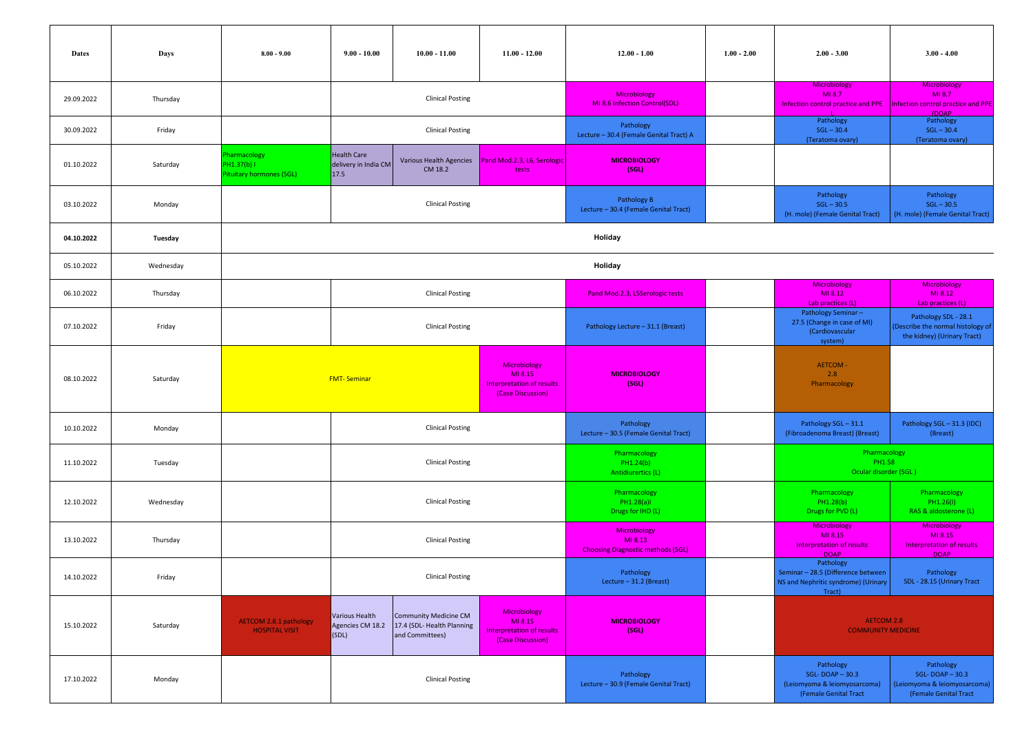| Dates | Days | 8.00 - 9.00 | 9.00 - 10.00 | 10.00 - 11.00 | 11.00 - 12.00 | 12.00 - 1.00 | 1.00 - 2.00 | 2.00 - 3.00 | 3.00 - 4.00 |
|---|---|---|---|---|---|---|---|---|---|
| 29.09.2022 | Thursday | | Clinical Posting | | | Microbiology MI 8.6 Infection Control(SDL) | | Microbiology MI 8.7 Infection control practice and PPE L | Microbiology MI 8.7 Infection control practice and PPE (DOAP |
| 30.09.2022 | Friday | | Clinical Posting | | | Pathology Lecture – 30.4 (Female Genital Tract) A | | Pathology SGL – 30.4 (Teratoma ovary) | Pathology SGL – 30.4 (Teratoma ovary) |
| 01.10.2022 | Saturday | Pharmacology PH1.37(b) I Pituitary hormones (SGL) | Health Care delivery in India CM 17.5 | Various Health Agencies CM 18.2 | Pand Mod.2.3, L6, Serologic tests | **MICROBIOLOGY (SGL)** | | | |
| 03.10.2022 | Monday | | Clinical Posting | | | Pathology B Lecture – 30.4 (Female Genital Tract) | | Pathology SGL – 30.5 (H. mole) (Female Genital Tract) | Pathology SGL – 30.5 (H. mole) (Female Genital Tract) |
| **04.10.2022** | **Tuesday** | **Holiday** | | | | | | | |
| 05.10.2022 | Wednesday | **Holiday** | | | | | | | |
| 06.10.2022 | Thursday | | Clinical Posting | | | Pand Mod.2.3, L5Serologic tests | | Microbiology MI 8.12 Lab practices (L) | Microbiology MI 8.12 Lab practices (L) |
| 07.10.2022 | Friday | | Clinical Posting | | | Pathology Lecture – 31.1 (Breast) | | Pathology Seminar – 27.5 (Change in case of MI) (Cardiovascular system) | Pathology SDL - 28.1 (Describe the normal histology of the kidney) (Urinary Tract) |
| 08.10.2022 | Saturday | FMT- Seminar | | | Microbiology MI 8.15 Interpretation of results (Case Discussion) | **MICROBIOLOGY (SGL)** | | AETCOM - 2.8 Pharmacology | |
| 10.10.2022 | Monday | | Clinical Posting | | | Pathology Lecture – 30.5 (Female Genital Tract) | | Pathology SGL – 31.1 (Fibroadenoma Breast) (Breast) | Pathology SGL – 31.3 (IDC) (Breast) |
| 11.10.2022 | Tuesday | | Clinical Posting | | | Pharmacology PH1.24(b) Antidiurertics (L) | | Pharmacology PH1.58 Ocular disorder (SGL ) | |
| 12.10.2022 | Wednesday | | Clinical Posting | | | Pharmacology PH1.28(a)I Drugs for IHD (L) | | Pharmacology PH1.28(b) Drugs for PVD (L) | Pharmacology PH1.26(I) RAS & aldosterone (L) |
| 13.10.2022 | Thursday | | Clinical Posting | | | Microbiology MI 8.13 Choosing Diagnostic methods (SGL) | | Microbiology MI 8.15 Interpretation of results DOAP | Microbiology MI 8.15 Interpretation of results DOAP |
| 14.10.2022 | Friday | | Clinical Posting | | | Pathology Lecture – 31.2 (Breast) | | Pathology Seminar – 28.5 (Difference between NS and Nephritic syndrome) (Urinary Tract) | Pathology SDL - 28.15 (Urinary Tract |
| 15.10.2022 | Saturday | AETCOM 2.8.1 pathology HOSPITAL VISIT | Various Health Agencies CM 18.2 (SDL) | Community Medicine CM 17.4 (SDL- Health Planning and Committees) | Microbiology MI 8.15 Interpretation of results (Case Discussion) | **MICROBIOLOGY (SGL)** | | AETCOM 2.8 COMMUNITY MEDICINE | |
| 17.10.2022 | Monday | | Clinical Posting | | | Pathology Lecture – 30.9 (Female Genital Tract) | | Pathology SGL- DOAP – 30.3 (Leiomyoma & leiomyosarcoma) (Female Genital Tract | Pathology SGL- DOAP – 30.3 (Leiomyoma & leiomyosarcoma) (Female Genital Tract |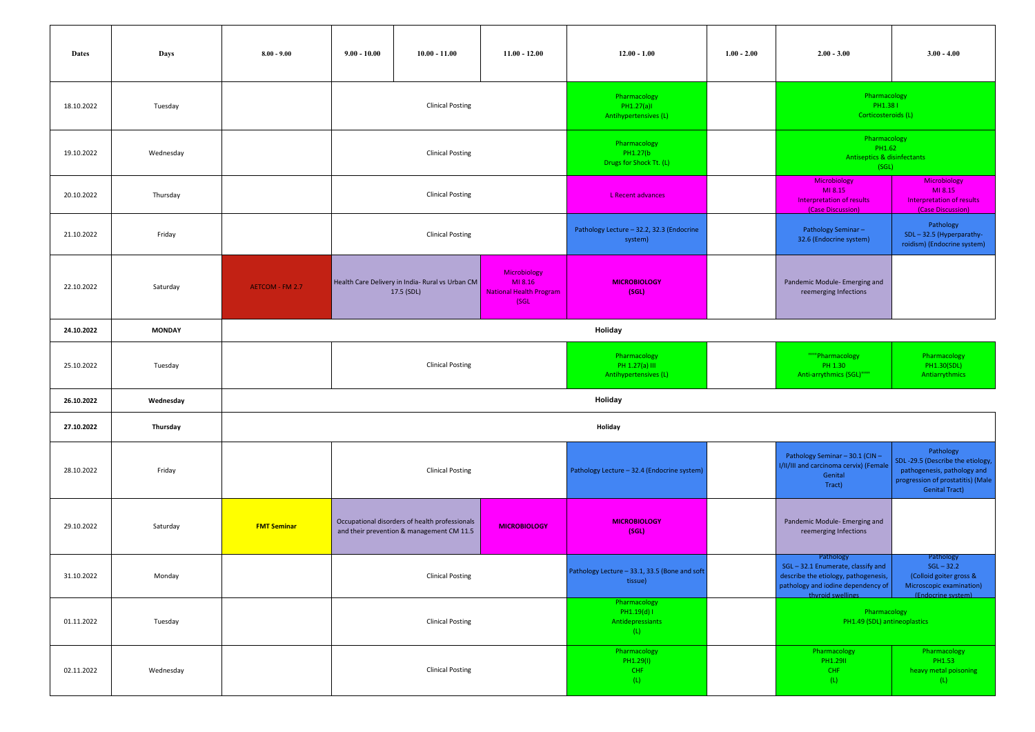| Dates | Days | 8.00 - 9.00 | 9.00 - 10.00 | 10.00 - 11.00 | 11.00 - 12.00 | 12.00 - 1.00 | 1.00 - 2.00 | 2.00 - 3.00 | 3.00 - 4.00 |
|---|---|---|---|---|---|---|---|---|---|
| 18.10.2022 | Tuesday | | Clinical Posting | | | Pharmacology PH1.27(a)I Antihypertensives (L) | | Pharmacology PH1.38 I Corticosteroids (L) | |
| 19.10.2022 | Wednesday | | Clinical Posting | | | Pharmacology PH1.27(b Drugs for Shock Tt. (L) | | Pharmacology PH1.62 Antiseptics & disinfectants (SGL) | |
| 20.10.2022 | Thursday | | Clinical Posting | | | L Recent advances | | Microbiology MI 8.15 Interpretation of results (Case Discussion) | Microbiology MI 8.15 Interpretation of results (Case Discussion) |
| 21.10.2022 | Friday | | Clinical Posting | | | Pathology Lecture – 32.2, 32.3 (Endocrine system) | | Pathology Seminar – 32.6 (Endocrine system) | Pathology SDL – 32.5 (Hyperparathy-roidism) (Endocrine system) |
| 22.10.2022 | Saturday | AETCOM - FM 2.7 | Health Care Delivery in India- Rural vs Urban CM 17.5 (SDL) | | Microbiology MI 8.16 National Health Program (SGL | **MICROBIOLOGY (SGL)** | | Pandemic Module- Emerging and reemerging Infections | |
| **24.10.2022** | **MONDAY** | **Holiday** | | | | | | | |
| 25.10.2022 | Tuesday | | Clinical Posting | | | Pharmacology PH 1.27(a) III Antihypertensives (L) | | """Pharmacology PH 1.30 Anti-arrythmics (SGL)""" | Pharmacology PH1.30(SDL) Antiarrythmics |
| **26.10.2022** | **Wednesday** | **Holiday** | | | | | | | |
| **27.10.2022** | **Thursday** | **Holiday** | | | | | | | |
| 28.10.2022 | Friday | | Clinical Posting | | | Pathology Lecture – 32.4 (Endocrine system) | | Pathology Seminar – 30.1 (CIN – I/II/III and carcinoma cervix) (Female Genital Tract) | Pathology SDL -29.5 (Describe the etiology, pathogenesis, pathology and progression of prostatitis) (Male Genital Tract) |
| 29.10.2022 | Saturday | **FMT Seminar** | Occupational disorders of health professionals and their prevention & management CM 11.5 | | **MICROBIOLOGY** | **MICROBIOLOGY (SGL)** | | Pandemic Module- Emerging and reemerging Infections | |
| 31.10.2022 | Monday | | Clinical Posting | | | Pathology Lecture – 33.1, 33.5 (Bone and soft tissue) | | Pathology SGL – 32.1 Enumerate, classify and describe the etiology, pathogenesis, pathology and iodine dependency of thyroid swellings | Pathology SGL – 32.2 (Colloid goiter gross & Microscopic examination) (Endocrine system) |
| 01.11.2022 | Tuesday | | Clinical Posting | | | Pharmacology PH1.19(d) I Antidepressiants (L) | | Pharmacology PH1.49 (SDL) antineoplastics | |
| 02.11.2022 | Wednesday | | Clinical Posting | | | Pharmacology PH1.29(I) CHF (L) | | Pharmacology PH1.29II CHF (L) | Pharmacology PH1.53 heavy metal poisoning (L) |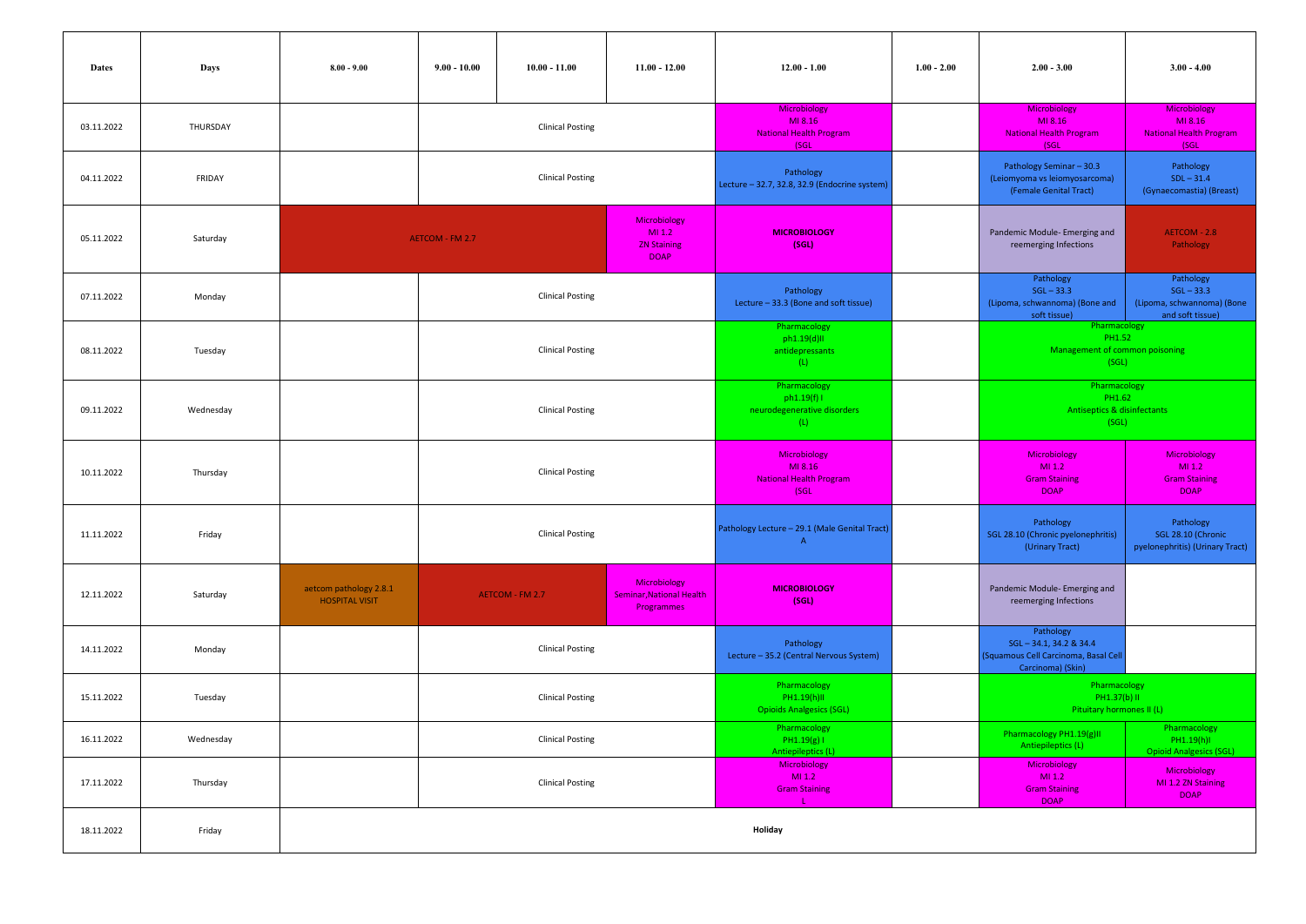| Dates | Days | 8.00 - 9.00 | 9.00 - 10.00 | 10.00 - 11.00 | 11.00 - 12.00 | 12.00 - 1.00 | 1.00 - 2.00 | 2.00 - 3.00 | 3.00 - 4.00 |
|---|---|---|---|---|---|---|---|---|---|
| 03.11.2022 | THURSDAY | | | Clinical Posting | | Microbiology MI 8.16 National Health Program (SGL | | Microbiology MI 8.16 National Health Program (SGL | Microbiology MI 8.16 National Health Program (SGL |
| 04.11.2022 | FRIDAY | | | Clinical Posting | | Pathology Lecture – 32.7, 32.8, 32.9 (Endocrine system) | | Pathology Seminar – 30.3 (Leiomyoma vs leiomyosarcoma) (Female Genital Tract) | Pathology SDL – 31.4 (Gynaecomastia) (Breast) |
| 05.11.2022 | Saturday | | AETCOM - FM 2.7 | | Microbiology MI 1.2 ZN Staining DOAP | MICROBIOLOGY (SGL) | | Pandemic Module- Emerging and reemerging Infections | AETCOM - 2.8 Pathology |
| 07.11.2022 | Monday | | | Clinical Posting | | Pathology Lecture – 33.3 (Bone and soft tissue) | | Pathology SGL – 33.3 (Lipoma, schwannoma) (Bone and soft tissue) | Pathology SGL – 33.3 (Lipoma, schwannoma) (Bone and soft tissue) |
| 08.11.2022 | Tuesday | | | Clinical Posting | | Pharmacology ph1.19(d)II antidepressants (L) | | Pharmacology PH1.52 Management of common poisoning (SGL) | |
| 09.11.2022 | Wednesday | | | Clinical Posting | | Pharmacology ph1.19(f) I neurodegenerative disorders (L) | | Pharmacology PH1.62 Antiseptics & disinfectants (SGL) | |
| 10.11.2022 | Thursday | | | Clinical Posting | | Microbiology MI 8.16 National Health Program (SGL | | Microbiology MI 1.2 Gram Staining DOAP | Microbiology MI 1.2 Gram Staining DOAP |
| 11.11.2022 | Friday | | | Clinical Posting | | Pathology Lecture – 29.1 (Male Genital Tract) A | | Pathology SGL 28.10 (Chronic pyelonephritis) (Urinary Tract) | Pathology SGL 28.10 (Chronic pyelonephritis) (Urinary Tract) |
| 12.11.2022 | Saturday | aetcom pathology 2.8.1 HOSPITAL VISIT | AETCOM - FM 2.7 | | Microbiology Seminar,National Health Programmes | MICROBIOLOGY (SGL) | | Pandemic Module- Emerging and reemerging Infections | |
| 14.11.2022 | Monday | | | Clinical Posting | | Pathology Lecture – 35.2 (Central Nervous System) | | Pathology SGL – 34.1, 34.2 & 34.4 (Squamous Cell Carcinoma, Basal Cell Carcinoma) (Skin) | |
| 15.11.2022 | Tuesday | | | Clinical Posting | | Pharmacology PH1.19(h)II Opioids Analgesics (SGL) | | Pharmacology PH1.37(b) II Pituitary hormones II (L) | |
| 16.11.2022 | Wednesday | | | Clinical Posting | | Pharmacology PH1.19(g) I Antiepileptics (L) | | Pharmacology PH1.19(g)II Antiepileptics (L) | Pharmacology PH1.19(h)I Opioid Analgesics (SGL) |
| 17.11.2022 | Thursday | | | Clinical Posting | | Microbiology MI 1.2 Gram Staining L | | Microbiology MI 1.2 Gram Staining DOAP | Microbiology MI 1.2 ZN Staining DOAP |
| 18.11.2022 | Friday | | | | | Holiday | | | |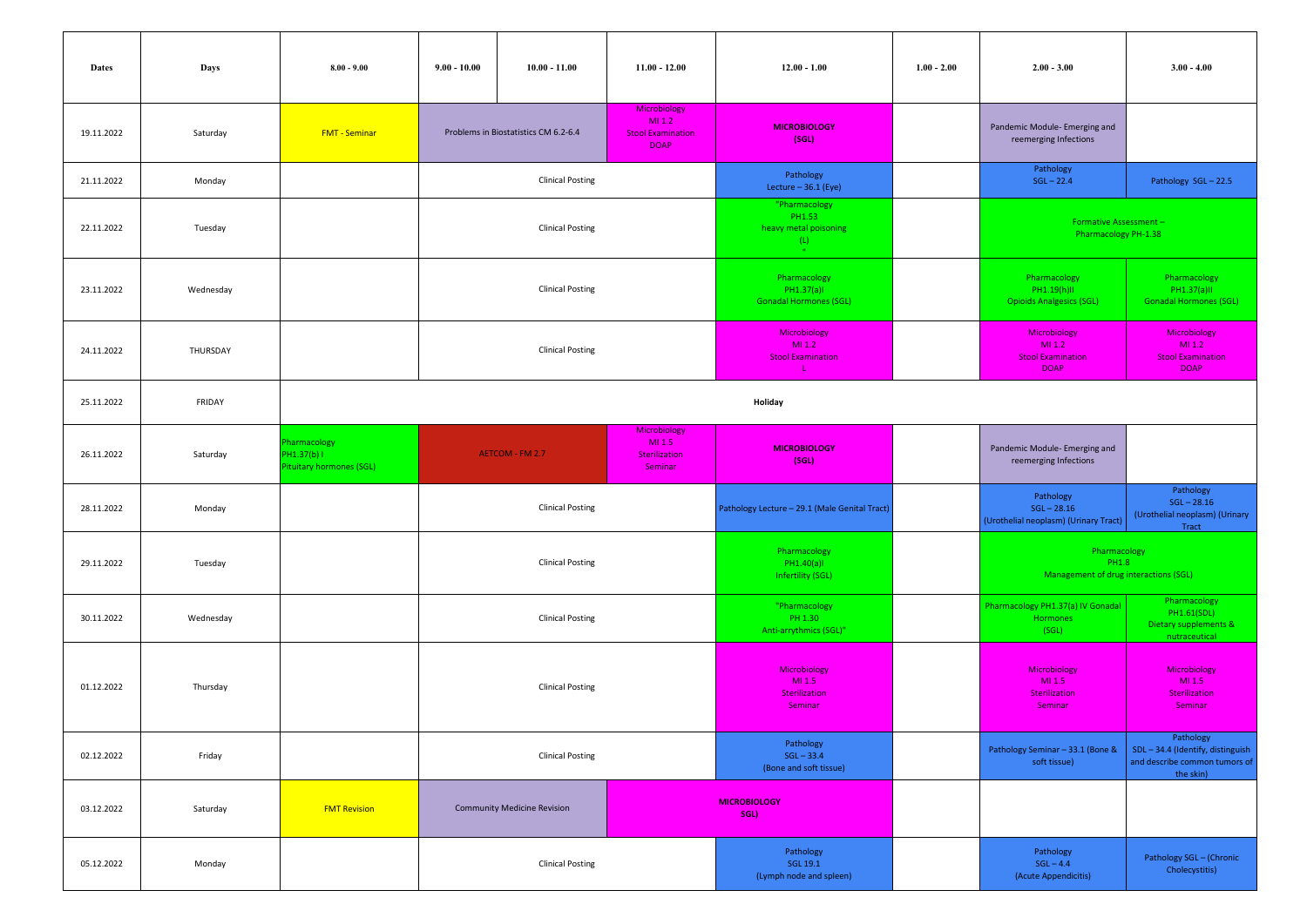| Dates | Days | 8.00 - 9.00 | 9.00 - 10.00 | 10.00 - 11.00 | 11.00 - 12.00 | 12.00 - 1.00 | 1.00 - 2.00 | 2.00 - 3.00 | 3.00 - 4.00 |
|---|---|---|---|---|---|---|---|---|---|
| 19.11.2022 | Saturday | FMT - Seminar | Problems in Biostatistics CM 6.2-6.4 | | Microbiology MI 1.2 Stool Examination DOAP | **MICROBIOLOGY (SGL)** | | Pandemic Module- Emerging and reemerging Infections | |
| 21.11.2022 | Monday | | Clinical Posting | | | Pathology Lecture – 36.1 (Eye) | | Pathology SGL – 22.4 | Pathology SGL – 22.5 |
| 22.11.2022 | Tuesday | | Clinical Posting | | | "Pharmacology PH1.53 heavy metal poisoning (L) " | | Formative Assessment – Pharmacology PH-1.38 | |
| 23.11.2022 | Wednesday | | Clinical Posting | | | Pharmacology PH1.37(a)I Gonadal Hormones (SGL) | | Pharmacology PH1.19(h)II Opioids Analgesics (SGL) | Pharmacology PH1.37(a)II Gonadal Hormones (SGL) |
| 24.11.2022 | THURSDAY | | Clinical Posting | | | Microbiology MI 1.2 Stool Examination L | | Microbiology MI 1.2 Stool Examination DOAP | Microbiology MI 1.2 Stool Examination DOAP |
| 25.11.2022 | FRIDAY | **Holiday** | | | | | | | |
| 26.11.2022 | Saturday | Pharmacology PH1.37(b) I Pituitary hormones (SGL) | AETCOM - FM 2.7 | | Microbiology MI 1.5 Sterilization Seminar | **MICROBIOLOGY (SGL)** | | Pandemic Module- Emerging and reemerging Infections | |
| 28.11.2022 | Monday | | Clinical Posting | | | Pathology Lecture – 29.1 (Male Genital Tract) | | Pathology SGL – 28.16 (Urothelial neoplasm) (Urinary Tract) | Pathology SGL – 28.16 (Urothelial neoplasm) (Urinary Tract |
| 29.11.2022 | Tuesday | | Clinical Posting | | | Pharmacology PH1.40(a)I Infertility (SGL) | | Pharmacology PH1.8 Management of drug interactions (SGL) | |
| 30.11.2022 | Wednesday | | Clinical Posting | | | "Pharmacology PH 1.30 Anti-arrythmics (SGL)" | | Pharmacology PH1.37(a) IV Gonadal Hormones (SGL) | Pharmacology PH1.61(SDL) Dietary supplements & nutraceutical |
| 01.12.2022 | Thursday | | Clinical Posting | | | Microbiology MI 1.5 Sterilization Seminar | | Microbiology MI 1.5 Sterilization Seminar | Microbiology MI 1.5 Sterilization Seminar |
| 02.12.2022 | Friday | | Clinical Posting | | | Pathology SGL – 33.4 (Bone and soft tissue) | | Pathology Seminar – 33.1 (Bone & soft tissue) | Pathology SDL – 34.4 (Identify, distinguish and describe common tumors of the skin) |
| 03.12.2022 | Saturday | FMT Revision | Community Medicine Revision | | **MICROBIOLOGY SGL)** | | | | |
| 05.12.2022 | Monday | | Clinical Posting | | | Pathology SGL 19.1 (Lymph node and spleen) | | Pathology SGL – 4.4 (Acute Appendicitis) | Pathology SGL – (Chronic Cholecystitis) |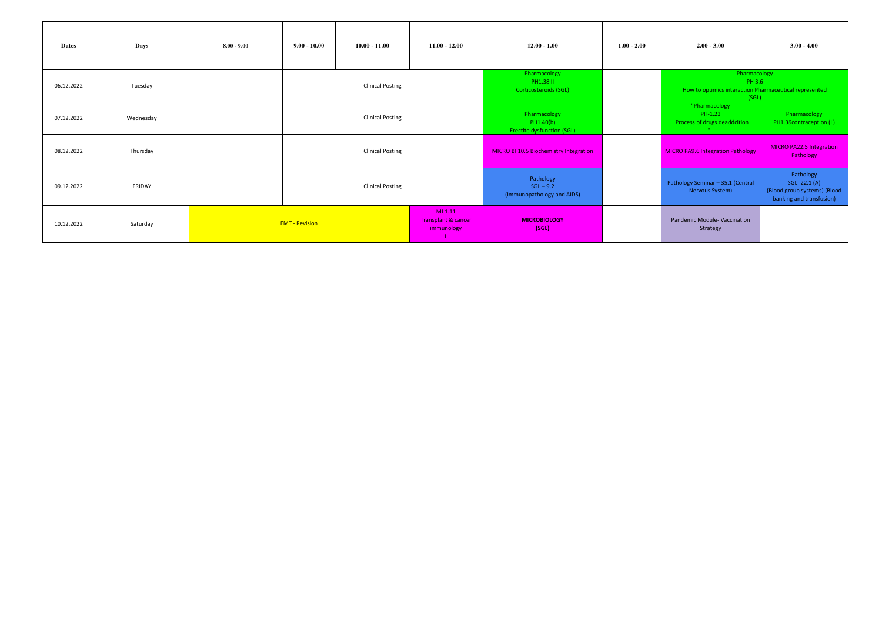| Dates | Days | 8.00 - 9.00 | 9.00 - 10.00 | 10.00 - 11.00 | 11.00 - 12.00 | 12.00 - 1.00 | 1.00 - 2.00 | 2.00 - 3.00 | 3.00 - 4.00 |
|---|---|---|---|---|---|---|---|---|---|
| 06.12.2022 | Tuesday | | Clinical Posting | | | Pharmacology PH1.38 II Corticosteroids (SGL) | | Pharmacology PH 3.6 How to optimics interaction Pharmaceutical represented (SGL) | |
| 07.12.2022 | Wednesday | | Clinical Posting | | | Pharmacology PH1.40(b) Erectile dysfunction (SGL) | | "Pharmacology PH-1.23 \|Process of drugs deaddcition " | Pharmacology PH1.39contraception (L) |
| 08.12.2022 | Thursday | | Clinical Posting | | | MICRO BI 10.5 Biochemistry Integration | | MICRO PA9.6 Integration Pathology | MICRO PA22.5 Integration Pathology |
| 09.12.2022 | FRIDAY | | Clinical Posting | | | Pathology SGL – 9.2 (Immunopathology and AIDS) | | Pathology Seminar – 35.1 (Central Nervous System) | Pathology SGL -22.1 (A) (Blood group systems) (Blood banking and transfusion) |
| 10.12.2022 | Saturday | FMT - Revision | | | MI 1.11 Transplant & cancer immunology L | **MICROBIOLOGY (SGL)** | | Pandemic Module- Vaccination Strategy | |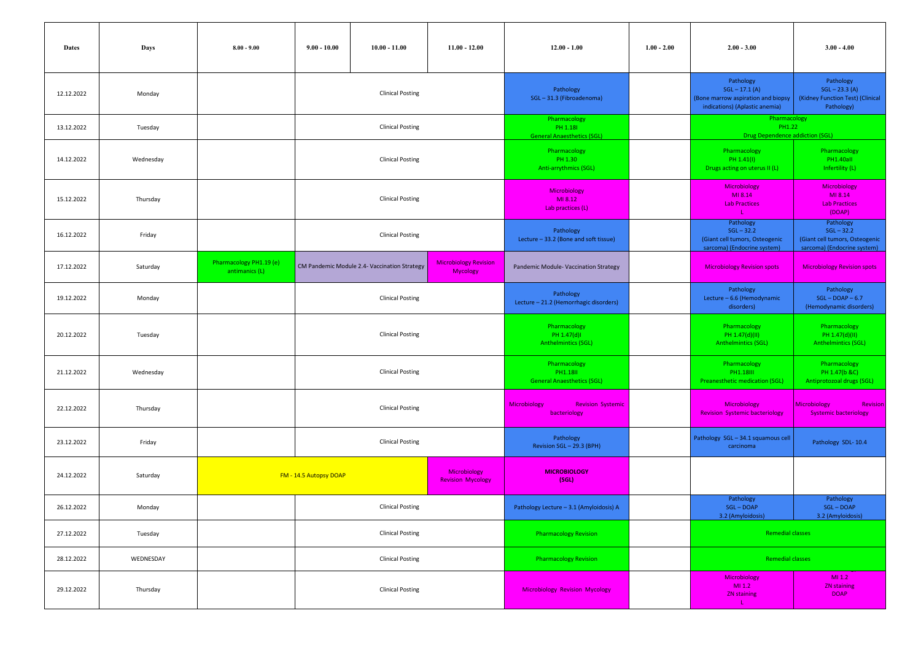| Dates | Days | 8.00 - 9.00 | 9.00 - 10.00 | 10.00 - 11.00 | 11.00 - 12.00 | 12.00 - 1.00 | 1.00 - 2.00 | 2.00 - 3.00 | 3.00 - 4.00 |
|---|---|---|---|---|---|---|---|---|---|
| 12.12.2022 | Monday | | Clinical Posting | | | Pathology SGL – 31.3 (Fibroadenoma) | | Pathology SGL – 17.1 (A) (Bone marrow aspiration and biopsy indications) (Aplastic anemia) | Pathology SGL – 23.3 (A) (Kidney Function Test) (Clinical Pathology) |
| 13.12.2022 | Tuesday | | Clinical Posting | | | Pharmacology PH 1.18I General Anaesthetics (SGL) | | Pharmacology PH1.22 Drug Dependence addiction (SGL) | |
| 14.12.2022 | Wednesday | | Clinical Posting | | | Pharmacology PH 1.30 Anti-arrythmics (SGL) | | Pharmacology PH 1.41(I) Drugs acting on uterus II (L) | Pharmacology PH1.40all Infertility (L) |
| 15.12.2022 | Thursday | | Clinical Posting | | | Microbiology MI 8.12 Lab practices (L) | | Microbiology MI 8.14 Lab Practices L | Microbiology MI 8.14 Lab Practices (DOAP) |
| 16.12.2022 | Friday | | Clinical Posting | | | Pathology Lecture – 33.2 (Bone and soft tissue) | | Pathology SGL – 32.2 (Giant cell tumors, Osteogenic sarcoma) (Endocrine system) | Pathology SGL – 32.2 (Giant cell tumors, Osteogenic sarcoma) (Endocrine system) |
| 17.12.2022 | Saturday | Pharmacology PH1.19 (e) antimanics (L) | CM Pandemic Module 2.4- Vaccination Strategy | | Microbiology Revision Mycology | Pandemic Module- Vaccination Strategy | | Microbiology Revision spots | Microbiology Revision spots |
| 19.12.2022 | Monday | | Clinical Posting | | | Pathology Lecture – 21.2 (Hemorrhagic disorders) | | Pathology Lecture – 6.6 (Hemodynamic disorders) | Pathology SGL – DOAP – 6.7 (Hemodynamic disorders) |
| 20.12.2022 | Tuesday | | Clinical Posting | | | Pharmacology PH 1.47(d)I Anthelmintics (SGL) | | Pharmacology PH 1.47(d)(II) Anthelmintics (SGL) | Pharmacology PH 1.47(d)(II) Anthelmintics (SGL) |
| 21.12.2022 | Wednesday | | Clinical Posting | | | Pharmacology PH1.18II General Anaesthetics (SGL) | | Pharmacology PH1.18III Preanesthetic medication (SGL) | Pharmacology PH 1.47(b &C) Antiprotozoal drugs (SGL) |
| 22.12.2022 | Thursday | | Clinical Posting | | | Microbiology Revision Systemic bacteriology | | Microbiology Revision Systemic bacteriology | Microbiology Revision Systemic bacteriology |
| 23.12.2022 | Friday | | Clinical Posting | | | Pathology Revision SGL – 29.3 (BPH) | | Pathology SGL – 34.1 squamous cell carcinoma | Pathology SDL- 10.4 |
| 24.12.2022 | Saturday | FM - 14.5 Autopsy DOAP | | | Microbiology Revision Mycology | **MICROBIOLOGY (SGL)** | | | |
| 26.12.2022 | Monday | | Clinical Posting | | | Pathology Lecture – 3.1 (Amyloidosis) A | | Pathology SGL – DOAP 3.2 (Amyloidosis) | Pathology SGL – DOAP 3.2 (Amyloidosis) |
| 27.12.2022 | Tuesday | | Clinical Posting | | | Pharmacology Revision | | Remedial classes | |
| 28.12.2022 | WEDNESDAY | | Clinical Posting | | | Pharmacology Revision | | Remedial classes | |
| 29.12.2022 | Thursday | | Clinical Posting | | | Microbiology Revision Mycology | | Microbiology MI 1.2 ZN staining L | MI 1.2 ZN staining DOAP |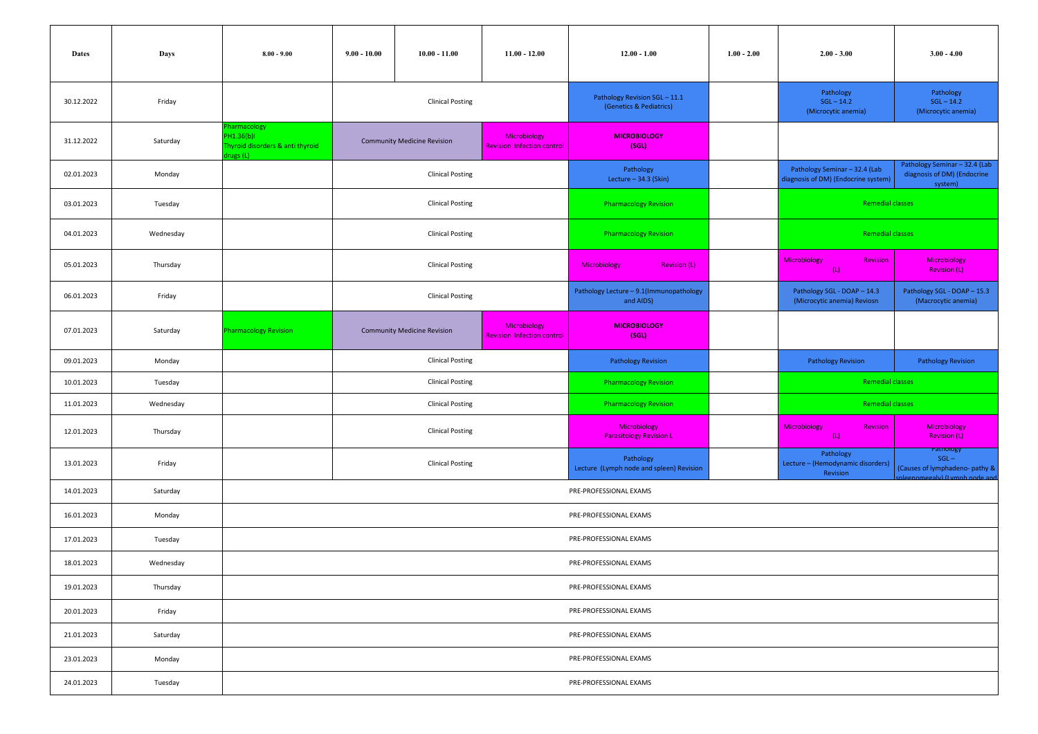| Dates | Days | 8.00 - 9.00 | 9.00 - 10.00 | 10.00 - 11.00 | 11.00 - 12.00 | 12.00 - 1.00 | 1.00 - 2.00 | 2.00 - 3.00 | 3.00 - 4.00 |
|---|---|---|---|---|---|---|---|---|---|
| 30.12.2022 | Friday | | Clinical Posting | | | Pathology Revision SGL – 11.1 (Genetics & Pediatrics) | | Pathology SGL – 14.2 (Microcytic anemia) | Pathology SGL – 14.2 (Microcytic anemia) |
| 31.12.2022 | Saturday | Pharmacology PH1.36(b)I Thyroid disorders & anti thyroid drugs (L) | Community Medicine Revision | | Microbiology Revision Infection control | **MICROBIOLOGY (SGL)** | | | |
| 02.01.2023 | Monday | | Clinical Posting | | | Pathology Lecture – 34.3 (Skin) | | Pathology Seminar – 32.4 (Lab diagnosis of DM) (Endocrine system) | Pathology Seminar – 32.4 (Lab diagnosis of DM) (Endocrine system) |
| 03.01.2023 | Tuesday | | Clinical Posting | | | Pharmacology Revision | | Remedial classes | |
| 04.01.2023 | Wednesday | | Clinical Posting | | | Pharmacology Revision | | Remedial classes | |
| 05.01.2023 | Thursday | | Clinical Posting | | | Microbiology Revision (L) | | Microbiology Revision (L) | Microbiology Revision (L) |
| 06.01.2023 | Friday | | Clinical Posting | | | Pathology Lecture – 9.1(Immunopathology and AIDS) | | Pathology SGL - DOAP – 14.3 (Microcytic anemia) Reviosn | Pathology SGL - DOAP – 15.3 (Macrocytic anemia) |
| 07.01.2023 | Saturday | Pharmacology Revision | Community Medicine Revision | | Microbiology Revision Infection control | **MICROBIOLOGY (SGL)** | | | |
| 09.01.2023 | Monday | | Clinical Posting | | | Pathology Revision | | Pathology Revision | Pathology Revision |
| 10.01.2023 | Tuesday | | Clinical Posting | | | Pharmacology Revision | | Remedial classes | |
| 11.01.2023 | Wednesday | | Clinical Posting | | | Pharmacology Revision | | Remedial classes | |
| 12.01.2023 | Thursday | | Clinical Posting | | | Microbiology Parasitology Revision L | | Microbiology Revision (L) | Microbiology Revision (L) |
| 13.01.2023 | Friday | | Clinical Posting | | | Pathology Lecture (Lymph node and spleen) Revision | | Pathology Lecture – (Hemodynamic disorders) Revision | Pathology SGL – (Causes of lymphadeno- pathy & splenomegaly) (Lymph node and |
| 14.01.2023 | Saturday | PRE-PROFESSIONAL EXAMS | | | | | | | |
| 16.01.2023 | Monday | PRE-PROFESSIONAL EXAMS | | | | | | | |
| 17.01.2023 | Tuesday | PRE-PROFESSIONAL EXAMS | | | | | | | |
| 18.01.2023 | Wednesday | PRE-PROFESSIONAL EXAMS | | | | | | | |
| 19.01.2023 | Thursday | PRE-PROFESSIONAL EXAMS | | | | | | | |
| 20.01.2023 | Friday | PRE-PROFESSIONAL EXAMS | | | | | | | |
| 21.01.2023 | Saturday | PRE-PROFESSIONAL EXAMS | | | | | | | |
| 23.01.2023 | Monday | PRE-PROFESSIONAL EXAMS | | | | | | | |
| 24.01.2023 | Tuesday | PRE-PROFESSIONAL EXAMS | | | | | | | |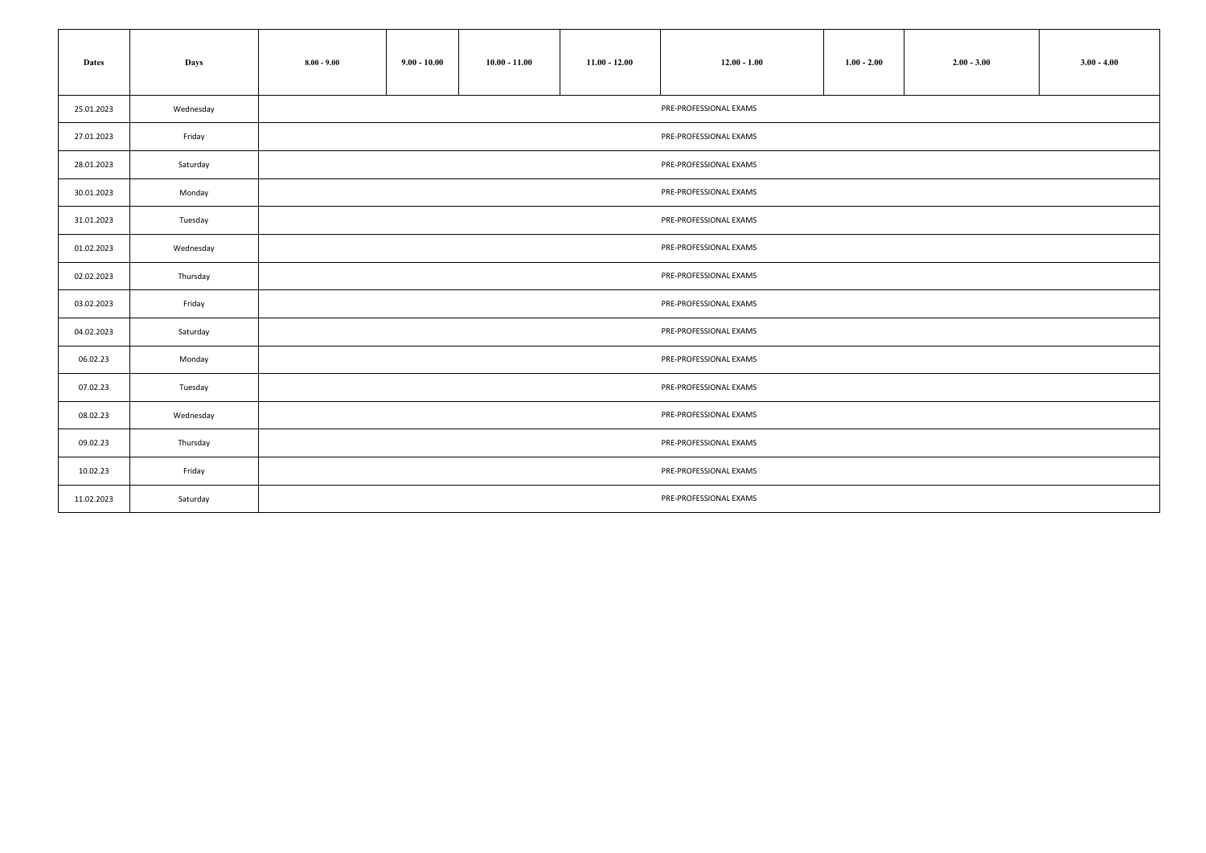| Dates | Days | 8.00 - 9.00 | 9.00 - 10.00 | 10.00 - 11.00 | 11.00 - 12.00 | 12.00 - 1.00 | 1.00 - 2.00 | 2.00 - 3.00 | 3.00 - 4.00 |
|---|---|---|---|---|---|---|---|---|---|
| 25.01.2023 | Wednesday | PRE-PROFESSIONAL EXAMS | | | | | | | |
| 27.01.2023 | Friday | PRE-PROFESSIONAL EXAMS | | | | | | | |
| 28.01.2023 | Saturday | PRE-PROFESSIONAL EXAMS | | | | | | | |
| 30.01.2023 | Monday | PRE-PROFESSIONAL EXAMS | | | | | | | |
| 31.01.2023 | Tuesday | PRE-PROFESSIONAL EXAMS | | | | | | | |
| 01.02.2023 | Wednesday | PRE-PROFESSIONAL EXAMS | | | | | | | |
| 02.02.2023 | Thursday | PRE-PROFESSIONAL EXAMS | | | | | | | |
| 03.02.2023 | Friday | PRE-PROFESSIONAL EXAMS | | | | | | | |
| 04.02.2023 | Saturday | PRE-PROFESSIONAL EXAMS | | | | | | | |
| 06.02.23 | Monday | PRE-PROFESSIONAL EXAMS | | | | | | | |
| 07.02.23 | Tuesday | PRE-PROFESSIONAL EXAMS | | | | | | | |
| 08.02.23 | Wednesday | PRE-PROFESSIONAL EXAMS | | | | | | | |
| 09.02.23 | Thursday | PRE-PROFESSIONAL EXAMS | | | | | | | |
| 10.02.23 | Friday | PRE-PROFESSIONAL EXAMS | | | | | | | |
| 11.02.2023 | Saturday | PRE-PROFESSIONAL EXAMS | | | | | | | |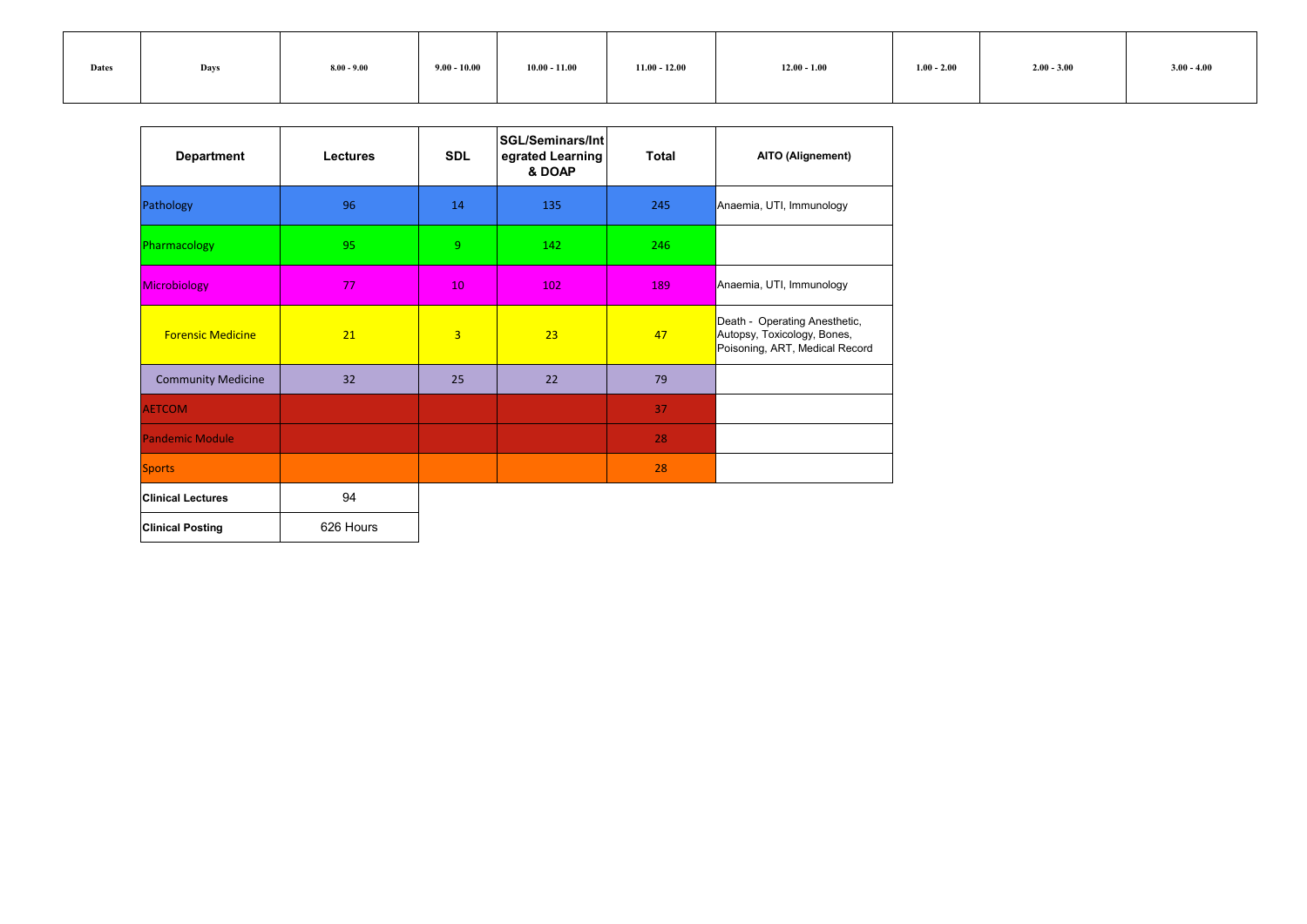| Dates | Days | 8.00 - 9.00 | 9.00 - 10.00 | 10.00 - 11.00 | 11.00 - 12.00 | 12.00 - 1.00 | 1.00 - 2.00 | 2.00 - 3.00 | 3.00 - 4.00 |
|---|---|---|---|---|---|---|---|---|---|

| Department | Lectures | SDL | SGL/Seminars/Integrated Learning & DOAP | Total | AITO (Alignement) |
|---|---|---|---|---|---|
| Pathology | 96 | 14 | 135 | 245 | Anaemia, UTI, Immunology |
| Pharmacology | 95 | 9 | 142 | 246 | |
| Microbiology | 77 | 10 | 102 | 189 | Anaemia, UTI, Immunology |
| Forensic Medicine | 21 | 3 | 23 | 47 | Death - Operating Anesthetic, Autopsy, Toxicology, Bones, Poisoning, ART, Medical Record |
| Community Medicine | 32 | 25 | 22 | 79 | |
| AETCOM | | | | 37 | |
| Pandemic Module | | | | 28 | |
| Sports | | | | 28 | |
| **Clinical Lectures** | 94 | | | | |
| **Clinical Posting** | 626 Hours | | | | |